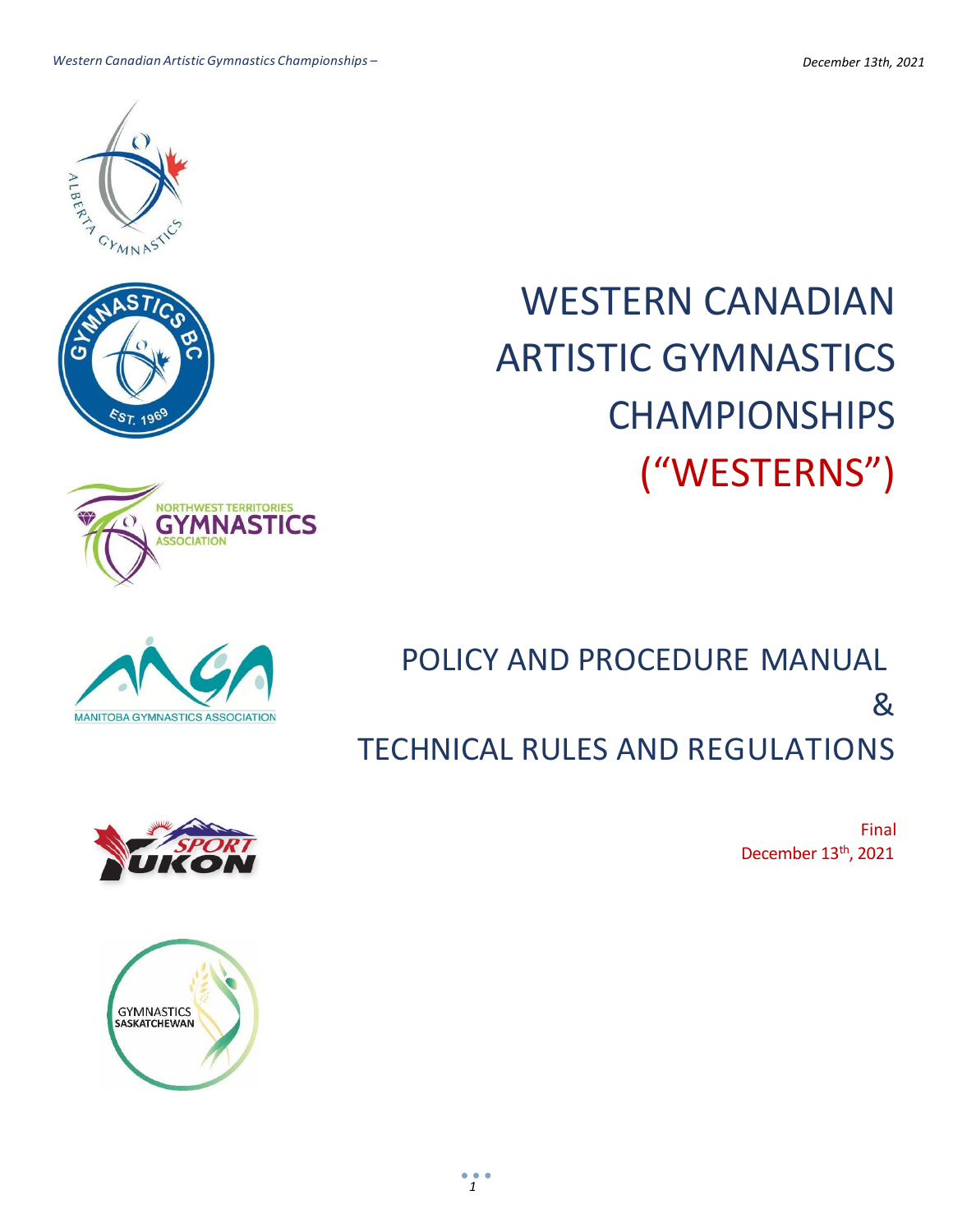# WESTERN CANADIAN ARTISTIC GYMNASTICS CHAMPIONSHIPS ("WESTERNS")

## POLICY AND PROCEDURE MANUAL & TECHNICAL RULES AND REGULATIONS

Final
December 13th, 2021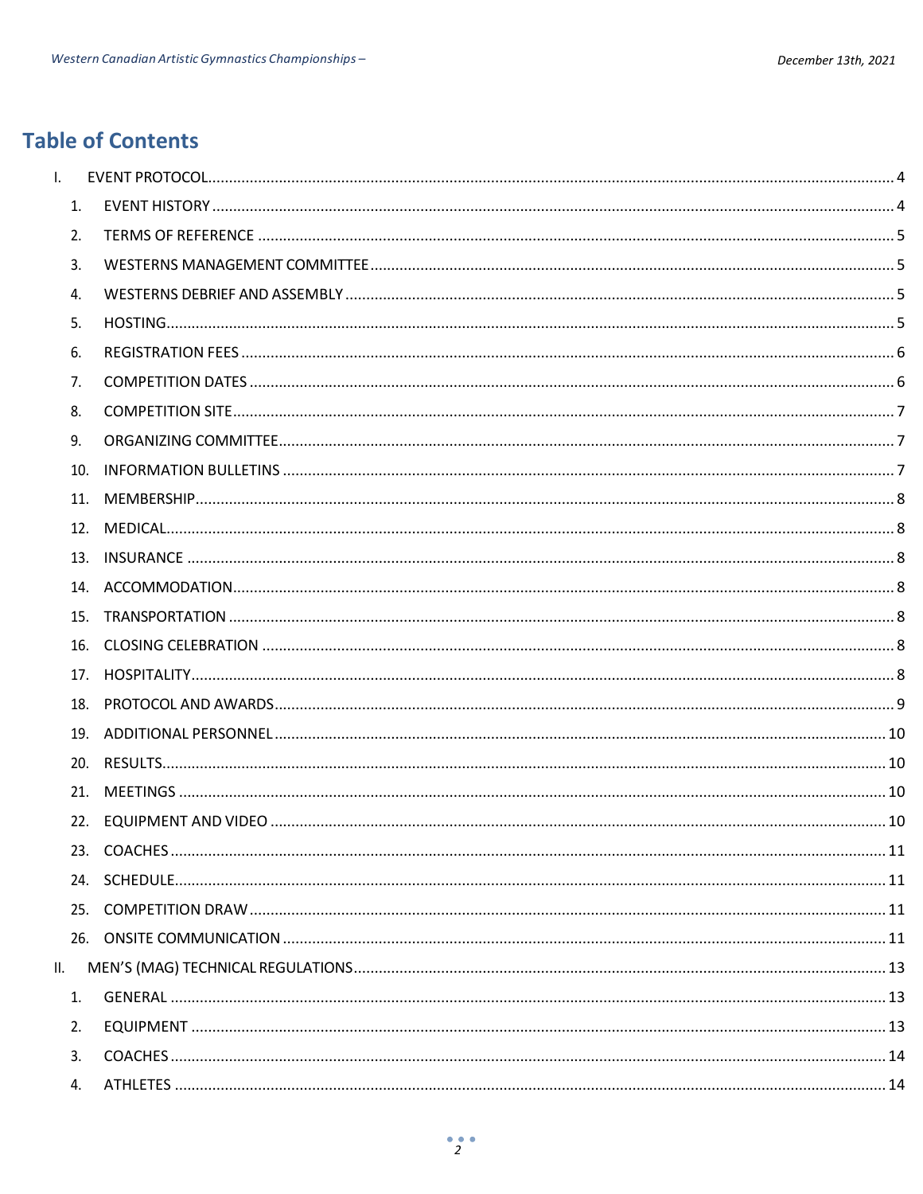# Table of Contents

- I. EVENT PROTOCOL ..... 4
  1. EVENT HISTORY ..... 4
  2. TERMS OF REFERENCE ..... 5
  3. WESTERNS MANAGEMENT COMMITTEE ..... 5
  4. WESTERNS DEBRIEF AND ASSEMBLY ..... 5
  5. HOSTING ..... 5
  6. REGISTRATION FEES ..... 6
  7. COMPETITION DATES ..... 6
  8. COMPETITION SITE ..... 7
  9. ORGANIZING COMMITTEE ..... 7
  10. INFORMATION BULLETINS ..... 7
  11. MEMBERSHIP ..... 8
  12. MEDICAL ..... 8
  13. INSURANCE ..... 8
  14. ACCOMMODATION ..... 8
  15. TRANSPORTATION ..... 8
  16. CLOSING CELEBRATION ..... 8
  17. HOSPITALITY ..... 8
  18. PROTOCOL AND AWARDS ..... 9
  19. ADDITIONAL PERSONNEL ..... 10
  20. RESULTS ..... 10
  21. MEETINGS ..... 10
  22. EQUIPMENT AND VIDEO ..... 10
  23. COACHES ..... 11
  24. SCHEDULE ..... 11
  25. COMPETITION DRAW ..... 11
  26. ONSITE COMMUNICATION ..... 11
- II. MEN'S (MAG) TECHNICAL REGULATIONS ..... 13
  1. GENERAL ..... 13
  2. EQUIPMENT ..... 13
  3. COACHES ..... 14
  4. ATHLETES ..... 14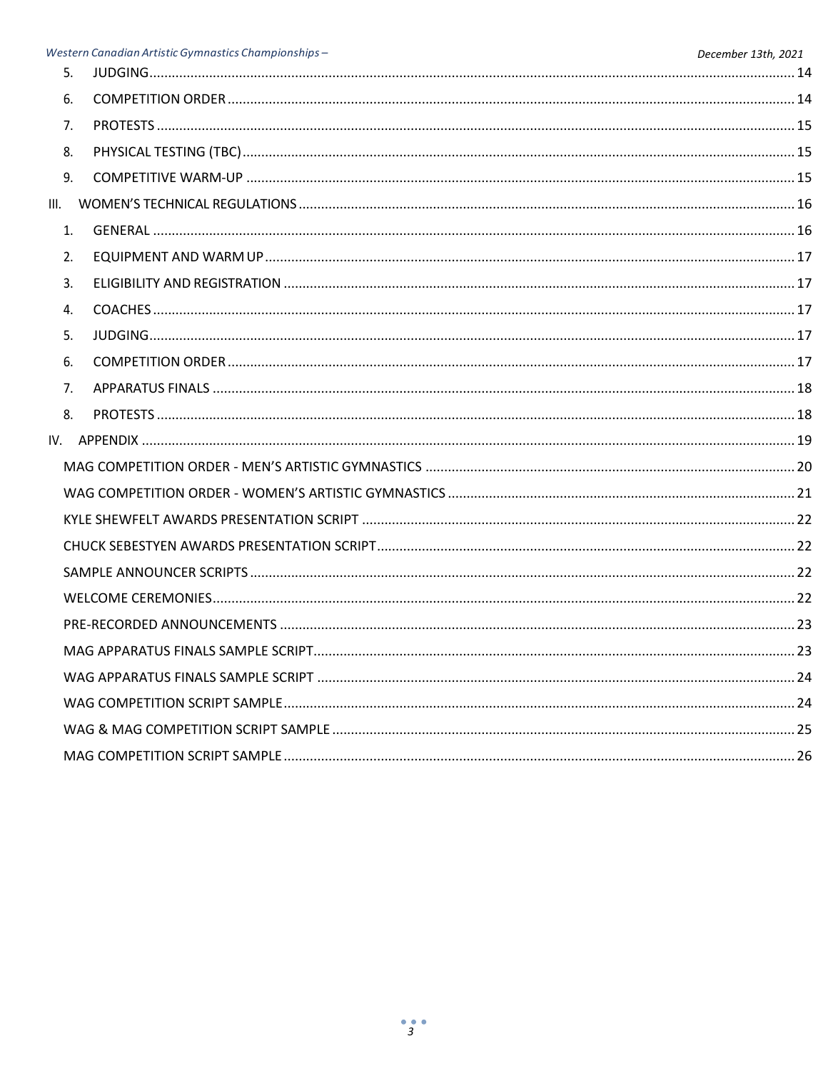5. JUDGING ........ 14
6. COMPETITION ORDER ........ 14
7. PROTESTS ........ 15
8. PHYSICAL TESTING (TBC) ........ 15
9. COMPETITIVE WARM-UP ........ 15

III. WOMEN'S TECHNICAL REGULATIONS ........ 16

1. GENERAL ........ 16
2. EQUIPMENT AND WARM UP ........ 17
3. ELIGIBILITY AND REGISTRATION ........ 17
4. COACHES ........ 17
5. JUDGING ........ 17
6. COMPETITION ORDER ........ 17
7. APPARATUS FINALS ........ 18
8. PROTESTS ........ 18

IV. APPENDIX ........ 19

- MAG COMPETITION ORDER - MEN'S ARTISTIC GYMNASTICS ........ 20
- WAG COMPETITION ORDER - WOMEN'S ARTISTIC GYMNASTICS ........ 21
- KYLE SHEWFELT AWARDS PRESENTATION SCRIPT ........ 22
- CHUCK SEBESTYEN AWARDS PRESENTATION SCRIPT ........ 22
- SAMPLE ANNOUNCER SCRIPTS ........ 22
- WELCOME CEREMONIES ........ 22
- PRE-RECORDED ANNOUNCEMENTS ........ 23
- MAG APPARATUS FINALS SAMPLE SCRIPT ........ 23
- WAG APPARATUS FINALS SAMPLE SCRIPT ........ 24
- WAG COMPETITION SCRIPT SAMPLE ........ 24
- WAG & MAG COMPETITION SCRIPT SAMPLE ........ 25
- MAG COMPETITION SCRIPT SAMPLE ........ 26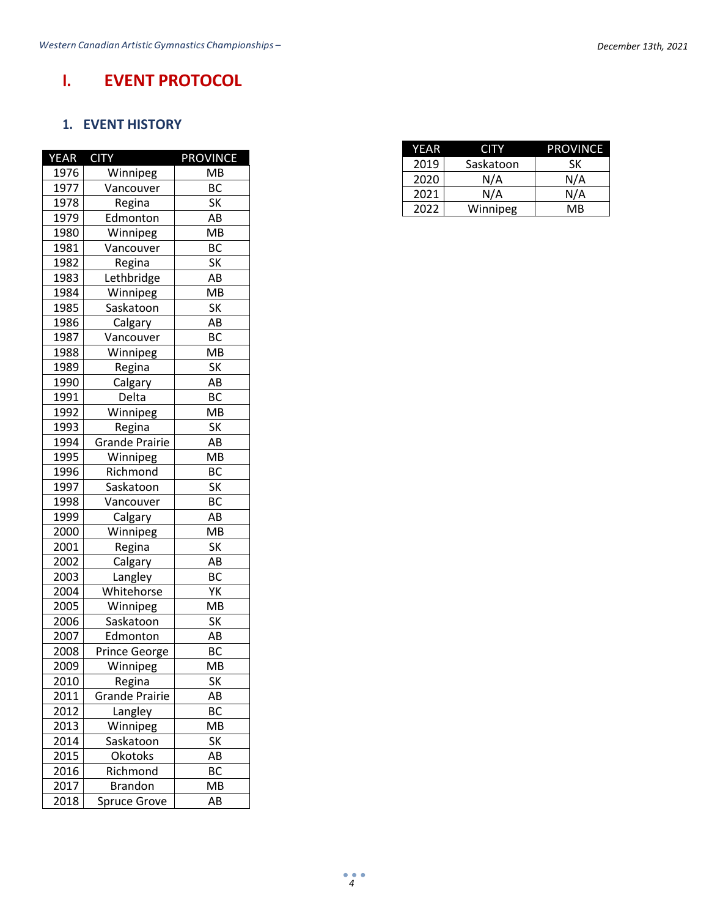# I. EVENT PROTOCOL

## 1. EVENT HISTORY

| YEAR | CITY | PROVINCE |
|---|---|---|
| 1976 | Winnipeg | MB |
| 1977 | Vancouver | BC |
| 1978 | Regina | SK |
| 1979 | Edmonton | AB |
| 1980 | Winnipeg | MB |
| 1981 | Vancouver | BC |
| 1982 | Regina | SK |
| 1983 | Lethbridge | AB |
| 1984 | Winnipeg | MB |
| 1985 | Saskatoon | SK |
| 1986 | Calgary | AB |
| 1987 | Vancouver | BC |
| 1988 | Winnipeg | MB |
| 1989 | Regina | SK |
| 1990 | Calgary | AB |
| 1991 | Delta | BC |
| 1992 | Winnipeg | MB |
| 1993 | Regina | SK |
| 1994 | Grande Prairie | AB |
| 1995 | Winnipeg | MB |
| 1996 | Richmond | BC |
| 1997 | Saskatoon | SK |
| 1998 | Vancouver | BC |
| 1999 | Calgary | AB |
| 2000 | Winnipeg | MB |
| 2001 | Regina | SK |
| 2002 | Calgary | AB |
| 2003 | Langley | BC |
| 2004 | Whitehorse | YK |
| 2005 | Winnipeg | MB |
| 2006 | Saskatoon | SK |
| 2007 | Edmonton | AB |
| 2008 | Prince George | BC |
| 2009 | Winnipeg | MB |
| 2010 | Regina | SK |
| 2011 | Grande Prairie | AB |
| 2012 | Langley | BC |
| 2013 | Winnipeg | MB |
| 2014 | Saskatoon | SK |
| 2015 | Okotoks | AB |
| 2016 | Richmond | BC |
| 2017 | Brandon | MB |
| 2018 | Spruce Grove | AB |
| 2019 | Saskatoon | SK |
| 2020 | N/A | N/A |
| 2021 | N/A | N/A |
| 2022 | Winnipeg | MB |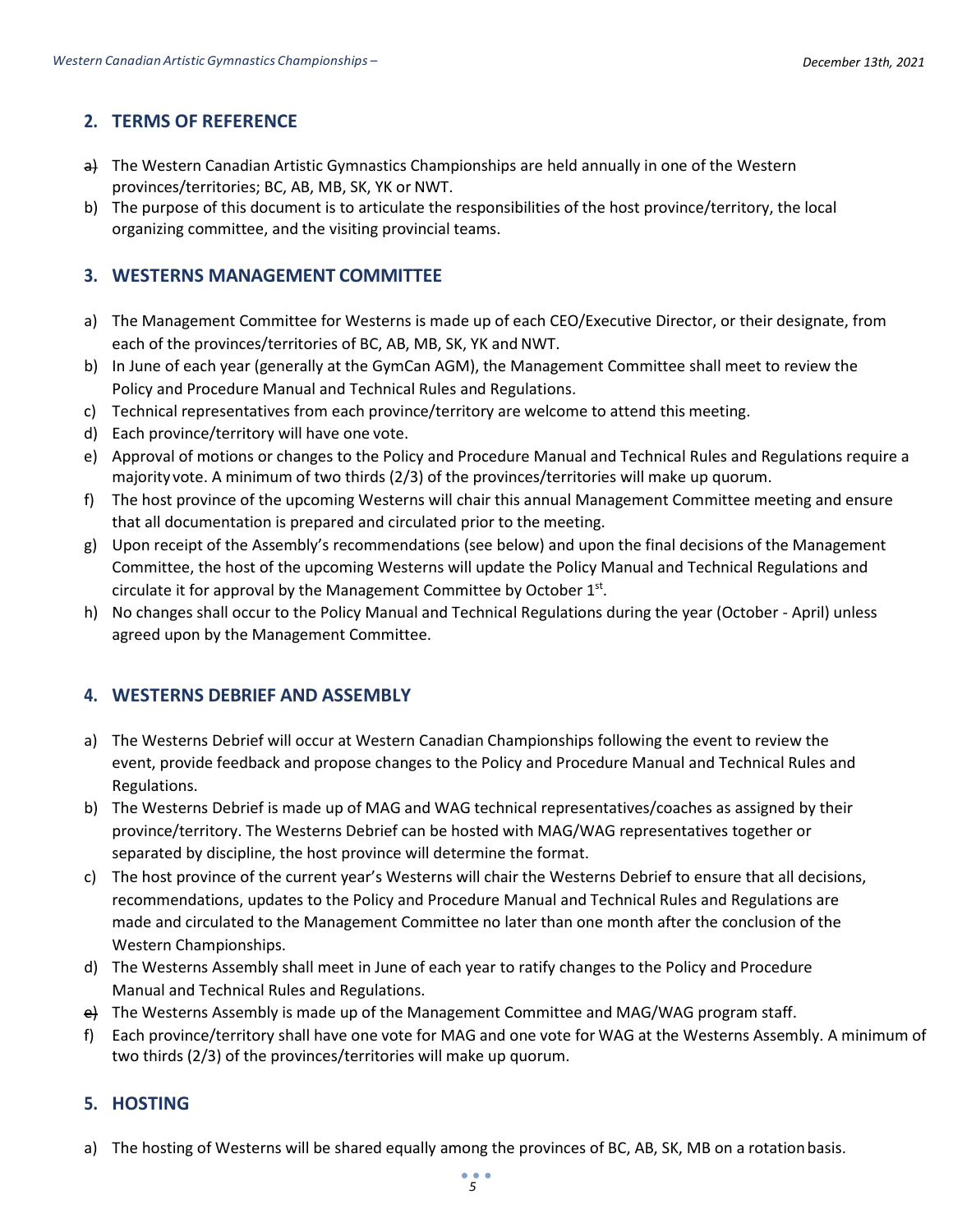## 2. TERMS OF REFERENCE

a) The Western Canadian Artistic Gymnastics Championships are held annually in one of the Western provinces/territories; BC, AB, MB, SK, YK or NWT.
b) The purpose of this document is to articulate the responsibilities of the host province/territory, the local organizing committee, and the visiting provincial teams.

## 3. WESTERNS MANAGEMENT COMMITTEE

a) The Management Committee for Westerns is made up of each CEO/Executive Director, or their designate, from each of the provinces/territories of BC, AB, MB, SK, YK and NWT.
b) In June of each year (generally at the GymCan AGM), the Management Committee shall meet to review the Policy and Procedure Manual and Technical Rules and Regulations.
c) Technical representatives from each province/territory are welcome to attend this meeting.
d) Each province/territory will have one vote.
e) Approval of motions or changes to the Policy and Procedure Manual and Technical Rules and Regulations require a majority vote. A minimum of two thirds (2/3) of the provinces/territories will make up quorum.
f) The host province of the upcoming Westerns will chair this annual Management Committee meeting and ensure that all documentation is prepared and circulated prior to the meeting.
g) Upon receipt of the Assembly's recommendations (see below) and upon the final decisions of the Management Committee, the host of the upcoming Westerns will update the Policy Manual and Technical Regulations and circulate it for approval by the Management Committee by October 1st.
h) No changes shall occur to the Policy Manual and Technical Regulations during the year (October - April) unless agreed upon by the Management Committee.

## 4. WESTERNS DEBRIEF AND ASSEMBLY

a) The Westerns Debrief will occur at Western Canadian Championships following the event to review the event, provide feedback and propose changes to the Policy and Procedure Manual and Technical Rules and Regulations.
b) The Westerns Debrief is made up of MAG and WAG technical representatives/coaches as assigned by their province/territory. The Westerns Debrief can be hosted with MAG/WAG representatives together or separated by discipline, the host province will determine the format.
c) The host province of the current year's Westerns will chair the Westerns Debrief to ensure that all decisions, recommendations, updates to the Policy and Procedure Manual and Technical Rules and Regulations are made and circulated to the Management Committee no later than one month after the conclusion of the Western Championships.
d) The Westerns Assembly shall meet in June of each year to ratify changes to the Policy and Procedure Manual and Technical Rules and Regulations.
e) The Westerns Assembly is made up of the Management Committee and MAG/WAG program staff.
f) Each province/territory shall have one vote for MAG and one vote for WAG at the Westerns Assembly. A minimum of two thirds (2/3) of the provinces/territories will make up quorum.

## 5. HOSTING

a) The hosting of Westerns will be shared equally among the provinces of BC, AB, SK, MB on a rotation basis.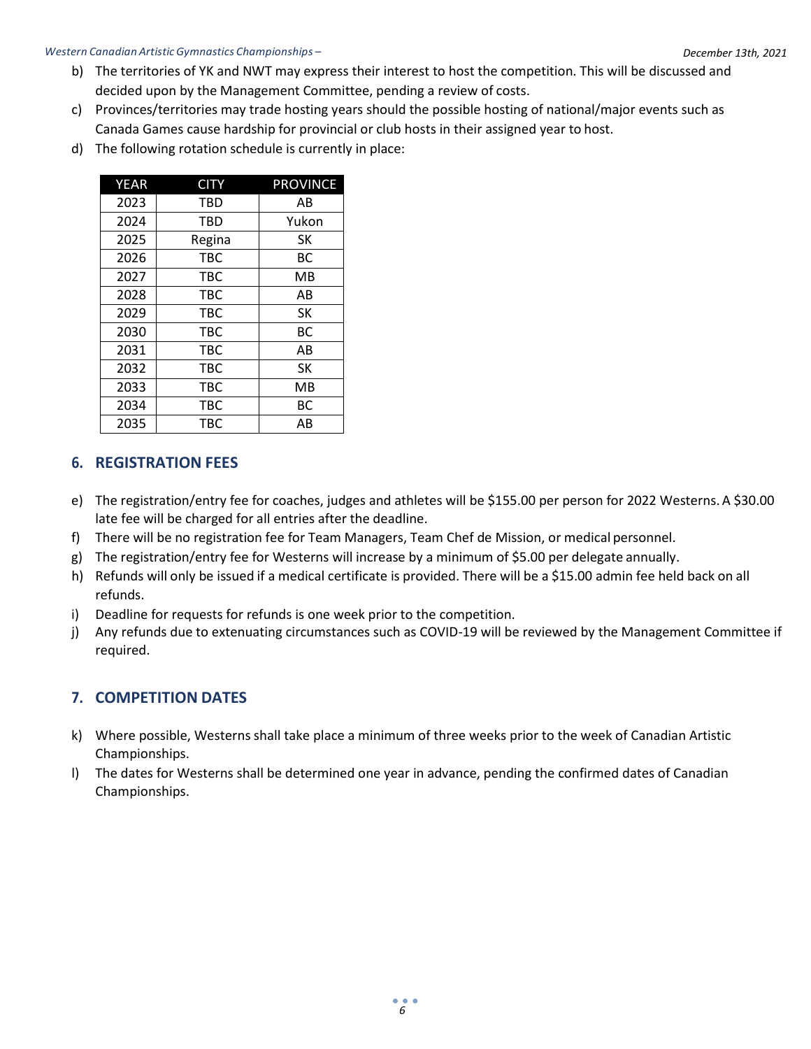b) The territories of YK and NWT may express their interest to host the competition. This will be discussed and decided upon by the Management Committee, pending a review of costs.
c) Provinces/territories may trade hosting years should the possible hosting of national/major events such as Canada Games cause hardship for provincial or club hosts in their assigned year to host.
d) The following rotation schedule is currently in place:

| YEAR | CITY | PROVINCE |
|---|---|---|
| 2023 | TBD | AB |
| 2024 | TBD | Yukon |
| 2025 | Regina | SK |
| 2026 | TBC | BC |
| 2027 | TBC | MB |
| 2028 | TBC | AB |
| 2029 | TBC | SK |
| 2030 | TBC | BC |
| 2031 | TBC | AB |
| 2032 | TBC | SK |
| 2033 | TBC | MB |
| 2034 | TBC | BC |
| 2035 | TBC | AB |

## 6. REGISTRATION FEES

e) The registration/entry fee for coaches, judges and athletes will be $155.00 per person for 2022 Westerns. A $30.00 late fee will be charged for all entries after the deadline.
f) There will be no registration fee for Team Managers, Team Chef de Mission, or medical personnel.
g) The registration/entry fee for Westerns will increase by a minimum of $5.00 per delegate annually.
h) Refunds will only be issued if a medical certificate is provided. There will be a $15.00 admin fee held back on all refunds.
i) Deadline for requests for refunds is one week prior to the competition.
j) Any refunds due to extenuating circumstances such as COVID-19 will be reviewed by the Management Committee if required.

## 7. COMPETITION DATES

k) Where possible, Westerns shall take place a minimum of three weeks prior to the week of Canadian Artistic Championships.
l) The dates for Westerns shall be determined one year in advance, pending the confirmed dates of Canadian Championships.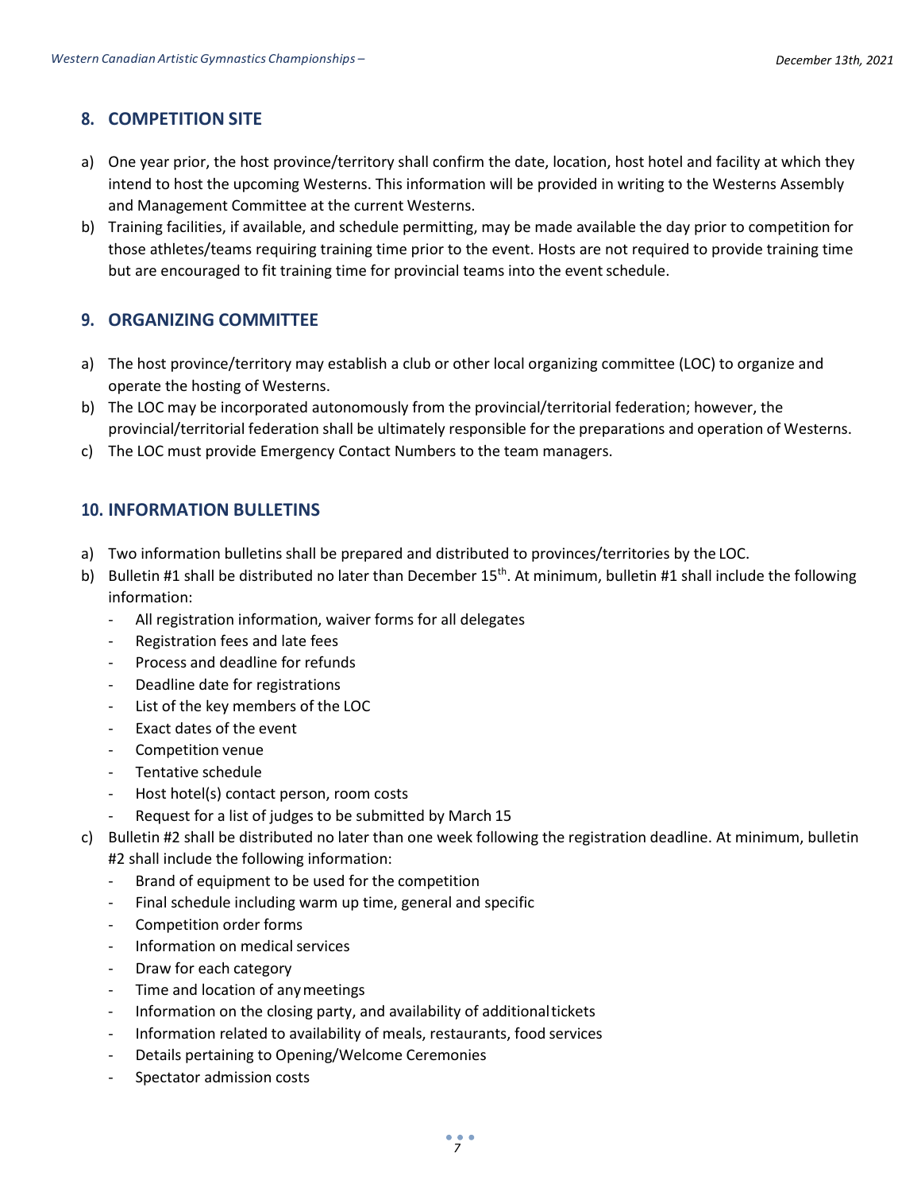## 8. COMPETITION SITE

a) One year prior, the host province/territory shall confirm the date, location, host hotel and facility at which they intend to host the upcoming Westerns. This information will be provided in writing to the Westerns Assembly and Management Committee at the current Westerns.

b) Training facilities, if available, and schedule permitting, may be made available the day prior to competition for those athletes/teams requiring training time prior to the event. Hosts are not required to provide training time but are encouraged to fit training time for provincial teams into the event schedule.

## 9. ORGANIZING COMMITTEE

a) The host province/territory may establish a club or other local organizing committee (LOC) to organize and operate the hosting of Westerns.

b) The LOC may be incorporated autonomously from the provincial/territorial federation; however, the provincial/territorial federation shall be ultimately responsible for the preparations and operation of Westerns.

c) The LOC must provide Emergency Contact Numbers to the team managers.

## 10. INFORMATION BULLETINS

a) Two information bulletins shall be prepared and distributed to provinces/territories by the LOC.

b) Bulletin #1 shall be distributed no later than December 15th. At minimum, bulletin #1 shall include the following information:
   - All registration information, waiver forms for all delegates
   - Registration fees and late fees
   - Process and deadline for refunds
   - Deadline date for registrations
   - List of the key members of the LOC
   - Exact dates of the event
   - Competition venue
   - Tentative schedule
   - Host hotel(s) contact person, room costs
   - Request for a list of judges to be submitted by March 15

c) Bulletin #2 shall be distributed no later than one week following the registration deadline. At minimum, bulletin #2 shall include the following information:
   - Brand of equipment to be used for the competition
   - Final schedule including warm up time, general and specific
   - Competition order forms
   - Information on medical services
   - Draw for each category
   - Time and location of any meetings
   - Information on the closing party, and availability of additional tickets
   - Information related to availability of meals, restaurants, food services
   - Details pertaining to Opening/Welcome Ceremonies
   - Spectator admission costs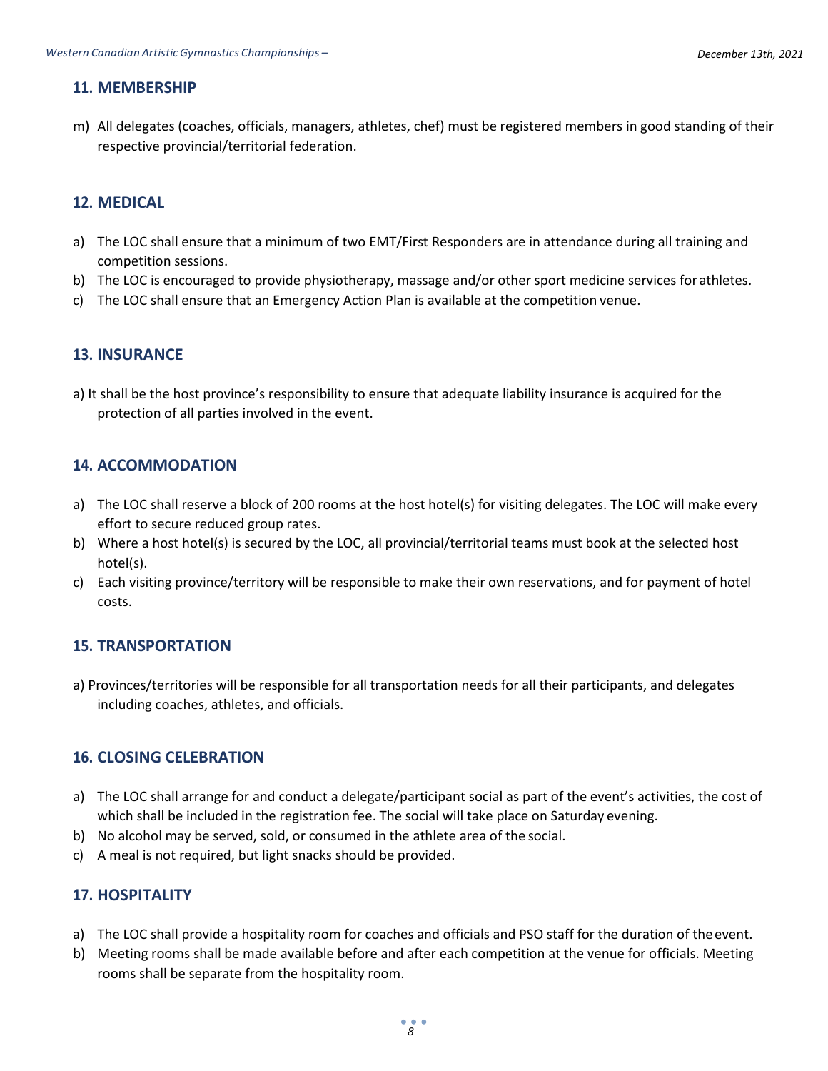## 11. MEMBERSHIP

m) All delegates (coaches, officials, managers, athletes, chef) must be registered members in good standing of their respective provincial/territorial federation.

## 12. MEDICAL

a) The LOC shall ensure that a minimum of two EMT/First Responders are in attendance during all training and competition sessions.
b) The LOC is encouraged to provide physiotherapy, massage and/or other sport medicine services for athletes.
c) The LOC shall ensure that an Emergency Action Plan is available at the competition venue.

## 13. INSURANCE

a) It shall be the host province's responsibility to ensure that adequate liability insurance is acquired for the protection of all parties involved in the event.

## 14. ACCOMMODATION

a) The LOC shall reserve a block of 200 rooms at the host hotel(s) for visiting delegates. The LOC will make every effort to secure reduced group rates.
b) Where a host hotel(s) is secured by the LOC, all provincial/territorial teams must book at the selected host hotel(s).
c) Each visiting province/territory will be responsible to make their own reservations, and for payment of hotel costs.

## 15. TRANSPORTATION

a) Provinces/territories will be responsible for all transportation needs for all their participants, and delegates including coaches, athletes, and officials.

## 16. CLOSING CELEBRATION

a) The LOC shall arrange for and conduct a delegate/participant social as part of the event's activities, the cost of which shall be included in the registration fee. The social will take place on Saturday evening.
b) No alcohol may be served, sold, or consumed in the athlete area of the social.
c) A meal is not required, but light snacks should be provided.

## 17. HOSPITALITY

a) The LOC shall provide a hospitality room for coaches and officials and PSO staff for the duration of the event.
b) Meeting rooms shall be made available before and after each competition at the venue for officials. Meeting rooms shall be separate from the hospitality room.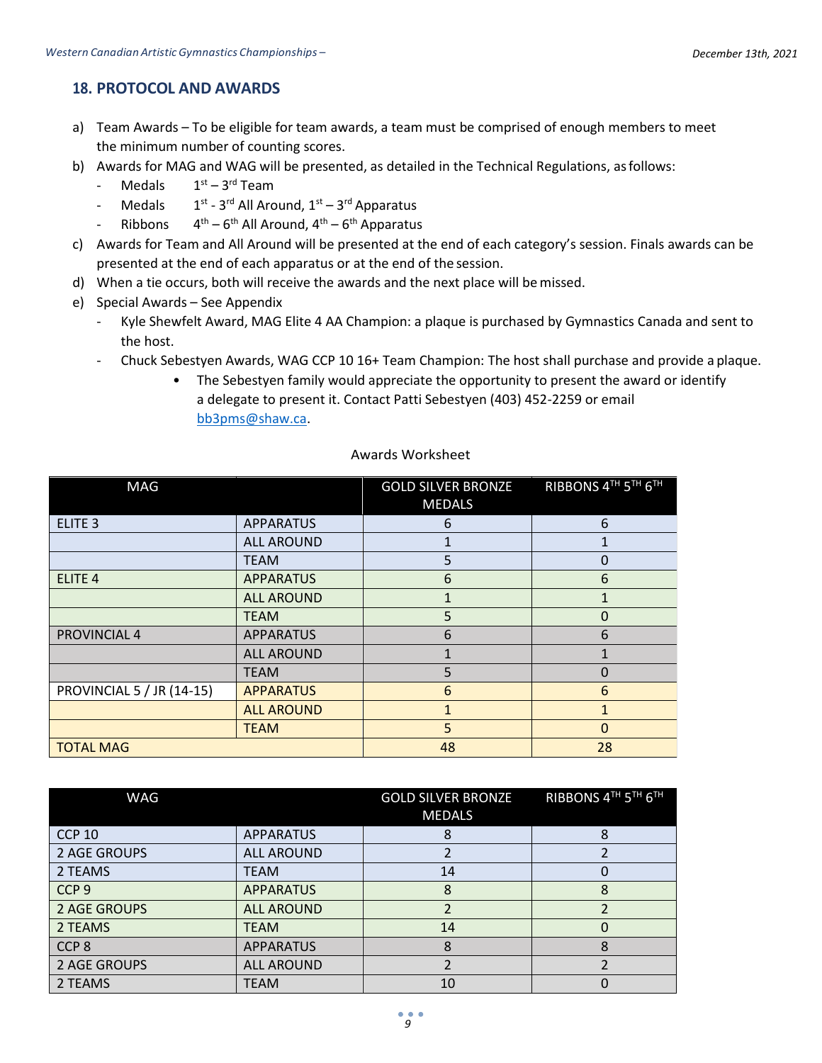## 18. PROTOCOL AND AWARDS

a) Team Awards – To be eligible for team awards, a team must be comprised of enough members to meet the minimum number of counting scores.

b) Awards for MAG and WAG will be presented, as detailed in the Technical Regulations, as follows:
   - Medals 1st – 3rd Team
   - Medals 1st - 3rd All Around, 1st – 3rd Apparatus
   - Ribbons 4th – 6th All Around, 4th – 6th Apparatus

c) Awards for Team and All Around will be presented at the end of each category's session. Finals awards can be presented at the end of each apparatus or at the end of the session.

d) When a tie occurs, both will receive the awards and the next place will be missed.

e) Special Awards – See Appendix
   - Kyle Shewfelt Award, MAG Elite 4 AA Champion: a plaque is purchased by Gymnastics Canada and sent to the host.
   - Chuck Sebestyen Awards, WAG CCP 10 16+ Team Champion: The host shall purchase and provide a plaque.
     - The Sebestyen family would appreciate the opportunity to present the award or identify a delegate to present it. Contact Patti Sebestyen (403) 452-2259 or email [bb3pms@shaw.ca](mailto:bb3pms@shaw.ca).

Awards Worksheet

| MAG | | GOLD SILVER BRONZE MEDALS | RIBBONS 4TH 5TH 6TH |
|---|---|---|---|
| ELITE 3 | APPARATUS | 6 | 6 |
| | ALL AROUND | 1 | 1 |
| | TEAM | 5 | 0 |
| ELITE 4 | APPARATUS | 6 | 6 |
| | ALL AROUND | 1 | 1 |
| | TEAM | 5 | 0 |
| PROVINCIAL 4 | APPARATUS | 6 | 6 |
| | ALL AROUND | 1 | 1 |
| | TEAM | 5 | 0 |
| PROVINCIAL 5 / JR (14-15) | APPARATUS | 6 | 6 |
| | ALL AROUND | 1 | 1 |
| | TEAM | 5 | 0 |
| TOTAL MAG | | 48 | 28 |

| WAG | | GOLD SILVER BRONZE MEDALS | RIBBONS 4TH 5TH 6TH |
|---|---|---|---|
| CCP 10 | APPARATUS | 8 | 8 |
| 2 AGE GROUPS | ALL AROUND | 2 | 2 |
| 2 TEAMS | TEAM | 14 | 0 |
| CCP 9 | APPARATUS | 8 | 8 |
| 2 AGE GROUPS | ALL AROUND | 2 | 2 |
| 2 TEAMS | TEAM | 14 | 0 |
| CCP 8 | APPARATUS | 8 | 8 |
| 2 AGE GROUPS | ALL AROUND | 2 | 2 |
| 2 TEAMS | TEAM | 10 | 0 |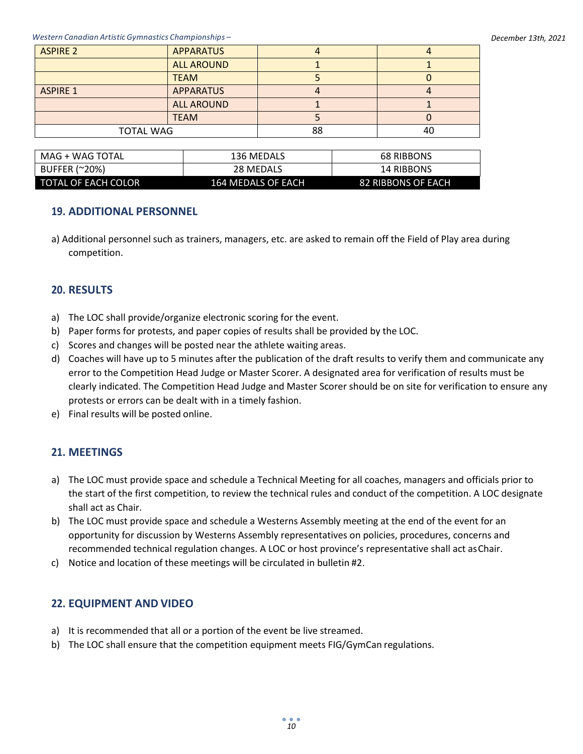| ASPIRE 2 | APPARATUS | 4 | 4 |
|---|---|---|---|
| | ALL AROUND | 1 | 1 |
| | TEAM | 5 | 0 |
| ASPIRE 1 | APPARATUS | 4 | 4 |
| | ALL AROUND | 1 | 1 |
| | TEAM | 5 | 0 |
| TOTAL WAG | | 88 | 40 |

| MAG + WAG TOTAL | 136 MEDALS | 68 RIBBONS |
|---|---|---|
| BUFFER (~20%) | 28 MEDALS | 14 RIBBONS |
| TOTAL OF EACH COLOR | 164 MEDALS OF EACH | 82 RIBBONS OF EACH |

## 19. ADDITIONAL PERSONNEL

a) Additional personnel such as trainers, managers, etc. are asked to remain off the Field of Play area during competition.

## 20. RESULTS

a) The LOC shall provide/organize electronic scoring for the event.
b) Paper forms for protests, and paper copies of results shall be provided by the LOC.
c) Scores and changes will be posted near the athlete waiting areas.
d) Coaches will have up to 5 minutes after the publication of the draft results to verify them and communicate any error to the Competition Head Judge or Master Scorer. A designated area for verification of results must be clearly indicated. The Competition Head Judge and Master Scorer should be on site for verification to ensure any protests or errors can be dealt with in a timely fashion.
e) Final results will be posted online.

## 21. MEETINGS

a) The LOC must provide space and schedule a Technical Meeting for all coaches, managers and officials prior to the start of the first competition, to review the technical rules and conduct of the competition. A LOC designate shall act as Chair.
b) The LOC must provide space and schedule a Westerns Assembly meeting at the end of the event for an opportunity for discussion by Westerns Assembly representatives on policies, procedures, concerns and recommended technical regulation changes. A LOC or host province's representative shall act as Chair.
c) Notice and location of these meetings will be circulated in bulletin #2.

## 22. EQUIPMENT AND VIDEO

a) It is recommended that all or a portion of the event be live streamed.
b) The LOC shall ensure that the competition equipment meets FIG/GymCan regulations.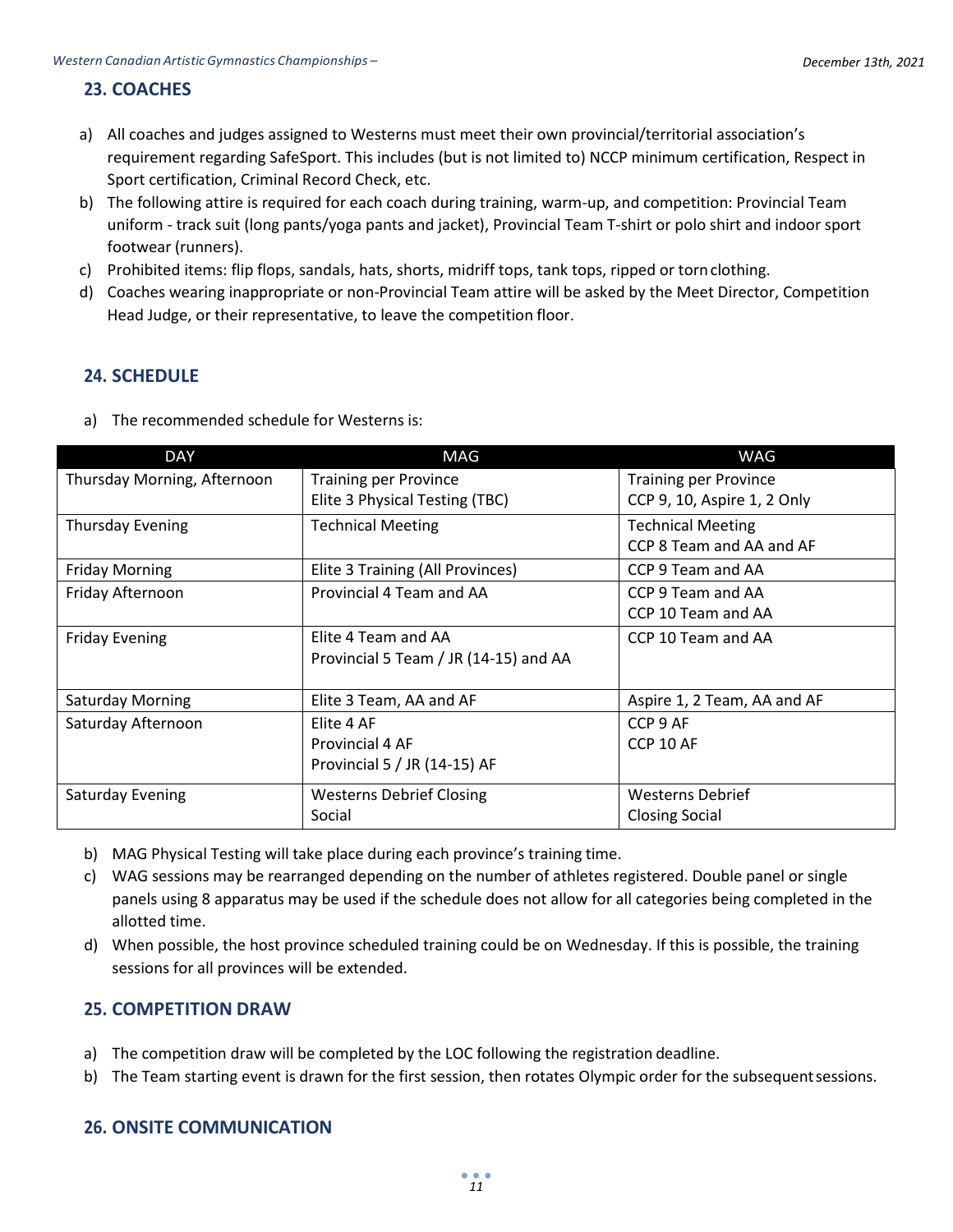## 23. COACHES

a) All coaches and judges assigned to Westerns must meet their own provincial/territorial association's requirement regarding SafeSport. This includes (but is not limited to) NCCP minimum certification, Respect in Sport certification, Criminal Record Check, etc.
b) The following attire is required for each coach during training, warm-up, and competition: Provincial Team uniform - track suit (long pants/yoga pants and jacket), Provincial Team T-shirt or polo shirt and indoor sport footwear (runners).
c) Prohibited items: flip flops, sandals, hats, shorts, midriff tops, tank tops, ripped or torn clothing.
d) Coaches wearing inappropriate or non-Provincial Team attire will be asked by the Meet Director, Competition Head Judge, or their representative, to leave the competition floor.

## 24. SCHEDULE

a) The recommended schedule for Westerns is:

| DAY | MAG | WAG |
|---|---|---|
| Thursday Morning, Afternoon | Training per Province<br>Elite 3 Physical Testing (TBC) | Training per Province<br>CCP 9, 10, Aspire 1, 2 Only |
| Thursday Evening | Technical Meeting | Technical Meeting<br>CCP 8 Team and AA and AF |
| Friday Morning | Elite 3 Training (All Provinces) | CCP 9 Team and AA |
| Friday Afternoon | Provincial 4 Team and AA | CCP 9 Team and AA<br>CCP 10 Team and AA |
| Friday Evening | Elite 4 Team and AA<br>Provincial 5 Team / JR (14-15) and AA | CCP 10 Team and AA |
| Saturday Morning | Elite 3 Team, AA and AF | Aspire 1, 2 Team, AA and AF |
| Saturday Afternoon | Elite 4 AF<br>Provincial 4 AF<br>Provincial 5 / JR (14-15) AF | CCP 9 AF<br>CCP 10 AF |
| Saturday Evening | Westerns Debrief Closing<br>Social | Westerns Debrief<br>Closing Social |

b) MAG Physical Testing will take place during each province's training time.
c) WAG sessions may be rearranged depending on the number of athletes registered. Double panel or single panels using 8 apparatus may be used if the schedule does not allow for all categories being completed in the allotted time.
d) When possible, the host province scheduled training could be on Wednesday. If this is possible, the training sessions for all provinces will be extended.

## 25. COMPETITION DRAW

a) The competition draw will be completed by the LOC following the registration deadline.
b) The Team starting event is drawn for the first session, then rotates Olympic order for the subsequent sessions.

## 26. ONSITE COMMUNICATION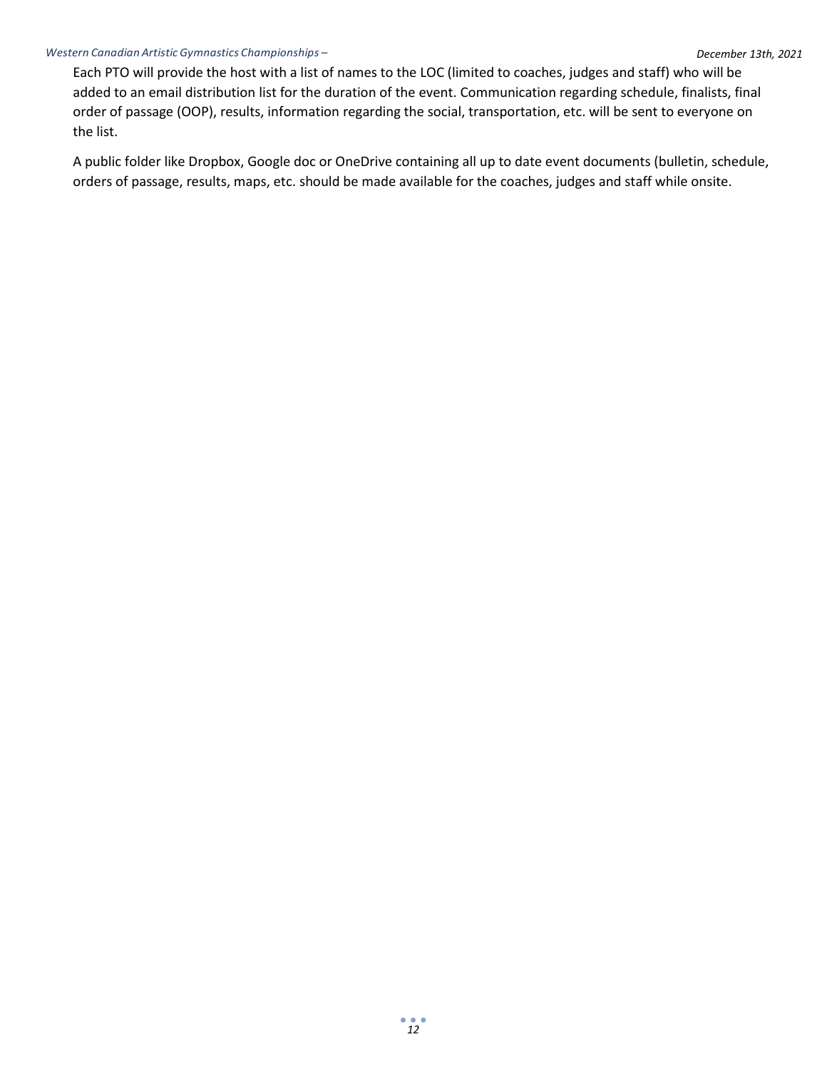Each PTO will provide the host with a list of names to the LOC (limited to coaches, judges and staff) who will be added to an email distribution list for the duration of the event. Communication regarding schedule, finalists, final order of passage (OOP), results, information regarding the social, transportation, etc. will be sent to everyone on the list.

A public folder like Dropbox, Google doc or OneDrive containing all up to date event documents (bulletin, schedule, orders of passage, results, maps, etc. should be made available for the coaches, judges and staff while onsite.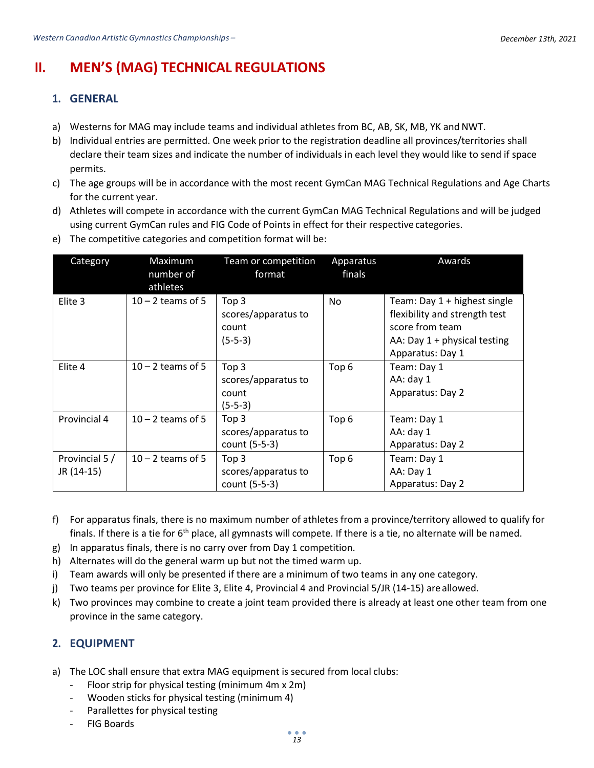## II. MEN'S (MAG) TECHNICAL REGULATIONS

### 1. GENERAL

a) Westerns for MAG may include teams and individual athletes from BC, AB, SK, MB, YK and NWT.

b) Individual entries are permitted. One week prior to the registration deadline all provinces/territories shall declare their team sizes and indicate the number of individuals in each level they would like to send if space permits.

c) The age groups will be in accordance with the most recent GymCan MAG Technical Regulations and Age Charts for the current year.

d) Athletes will compete in accordance with the current GymCan MAG Technical Regulations and will be judged using current GymCan rules and FIG Code of Points in effect for their respective categories.

e) The competitive categories and competition format will be:

| Category | Maximum number of athletes | Team or competition format | Apparatus finals | Awards |
|---|---|---|---|---|
| Elite 3 | 10 – 2 teams of 5 | Top 3 scores/apparatus to count (5-5-3) | No | Team: Day 1 + highest single flexibility and strength test score from team<br>AA: Day 1 + physical testing<br>Apparatus: Day 1 |
| Elite 4 | 10 – 2 teams of 5 | Top 3 scores/apparatus to count (5-5-3) | Top 6 | Team: Day 1<br>AA: day 1<br>Apparatus: Day 2 |
| Provincial 4 | 10 – 2 teams of 5 | Top 3 scores/apparatus to count (5-5-3) | Top 6 | Team: Day 1<br>AA: day 1<br>Apparatus: Day 2 |
| Provincial 5 / JR (14-15) | 10 – 2 teams of 5 | Top 3 scores/apparatus to count (5-5-3) | Top 6 | Team: Day 1<br>AA: Day 1<br>Apparatus: Day 2 |

f) For apparatus finals, there is no maximum number of athletes from a province/territory allowed to qualify for finals. If there is a tie for 6th place, all gymnasts will compete. If there is a tie, no alternate will be named.

g) In apparatus finals, there is no carry over from Day 1 competition.

h) Alternates will do the general warm up but not the timed warm up.

i) Team awards will only be presented if there are a minimum of two teams in any one category.

j) Two teams per province for Elite 3, Elite 4, Provincial 4 and Provincial 5/JR (14-15) are allowed.

k) Two provinces may combine to create a joint team provided there is already at least one other team from one province in the same category.

### 2. EQUIPMENT

a) The LOC shall ensure that extra MAG equipment is secured from local clubs:

- Floor strip for physical testing (minimum 4m x 2m)
- Wooden sticks for physical testing (minimum 4)
- Parallettes for physical testing
- FIG Boards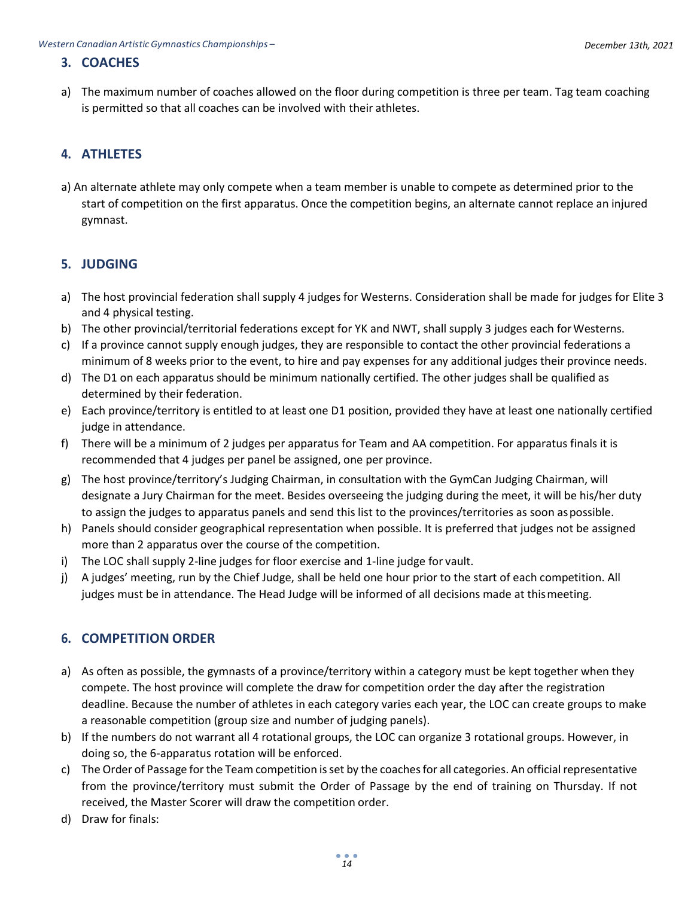## 3. COACHES

a) The maximum number of coaches allowed on the floor during competition is three per team. Tag team coaching is permitted so that all coaches can be involved with their athletes.

## 4. ATHLETES

a) An alternate athlete may only compete when a team member is unable to compete as determined prior to the start of competition on the first apparatus. Once the competition begins, an alternate cannot replace an injured gymnast.

## 5. JUDGING

a) The host provincial federation shall supply 4 judges for Westerns. Consideration shall be made for judges for Elite 3 and 4 physical testing.
b) The other provincial/territorial federations except for YK and NWT, shall supply 3 judges each for Westerns.
c) If a province cannot supply enough judges, they are responsible to contact the other provincial federations a minimum of 8 weeks prior to the event, to hire and pay expenses for any additional judges their province needs.
d) The D1 on each apparatus should be minimum nationally certified. The other judges shall be qualified as determined by their federation.
e) Each province/territory is entitled to at least one D1 position, provided they have at least one nationally certified judge in attendance.
f) There will be a minimum of 2 judges per apparatus for Team and AA competition. For apparatus finals it is recommended that 4 judges per panel be assigned, one per province.
g) The host province/territory's Judging Chairman, in consultation with the GymCan Judging Chairman, will designate a Jury Chairman for the meet. Besides overseeing the judging during the meet, it will be his/her duty to assign the judges to apparatus panels and send this list to the provinces/territories as soon as possible.
h) Panels should consider geographical representation when possible. It is preferred that judges not be assigned more than 2 apparatus over the course of the competition.
i) The LOC shall supply 2-line judges for floor exercise and 1-line judge for vault.
j) A judges' meeting, run by the Chief Judge, shall be held one hour prior to the start of each competition. All judges must be in attendance. The Head Judge will be informed of all decisions made at this meeting.

## 6. COMPETITION ORDER

a) As often as possible, the gymnasts of a province/territory within a category must be kept together when they compete. The host province will complete the draw for competition order the day after the registration deadline. Because the number of athletes in each category varies each year, the LOC can create groups to make a reasonable competition (group size and number of judging panels).
b) If the numbers do not warrant all 4 rotational groups, the LOC can organize 3 rotational groups. However, in doing so, the 6-apparatus rotation will be enforced.
c) The Order of Passage for the Team competition is set by the coaches for all categories. An official representative from the province/territory must submit the Order of Passage by the end of training on Thursday. If not received, the Master Scorer will draw the competition order.
d) Draw for finals: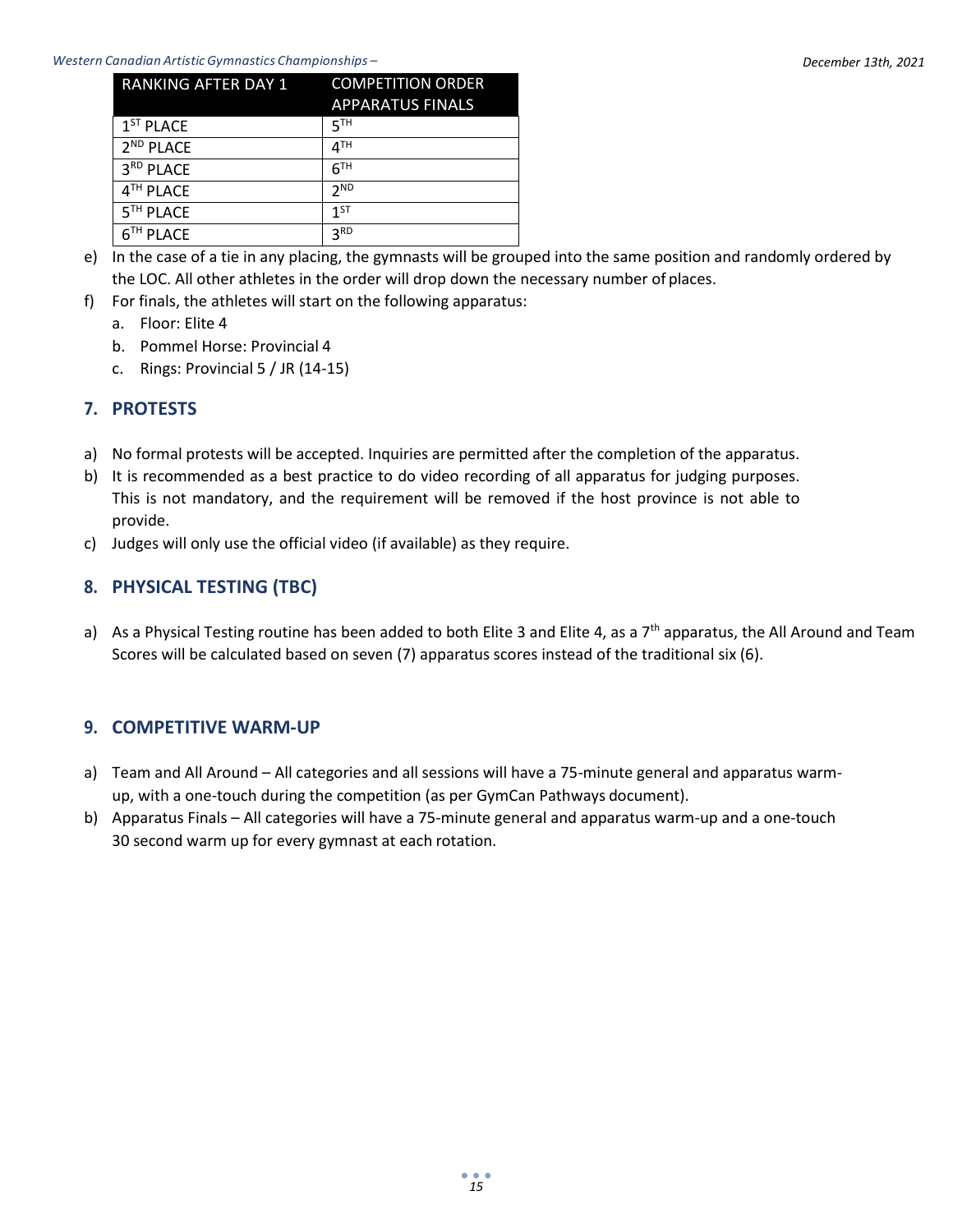| RANKING AFTER DAY 1 | COMPETITION ORDER APPARATUS FINALS |
|---|---|
| 1ST PLACE | 5TH |
| 2ND PLACE | 4TH |
| 3RD PLACE | 6TH |
| 4TH PLACE | 2ND |
| 5TH PLACE | 1ST |
| 6TH PLACE | 3RD |

e) In the case of a tie in any placing, the gymnasts will be grouped into the same position and randomly ordered by the LOC. All other athletes in the order will drop down the necessary number of places.

f) For finals, the athletes will start on the following apparatus:
   a. Floor: Elite 4
   b. Pommel Horse: Provincial 4
   c. Rings: Provincial 5 / JR (14-15)

## 7. PROTESTS

a) No formal protests will be accepted. Inquiries are permitted after the completion of the apparatus.

b) It is recommended as a best practice to do video recording of all apparatus for judging purposes. This is not mandatory, and the requirement will be removed if the host province is not able to provide.

c) Judges will only use the official video (if available) as they require.

## 8. PHYSICAL TESTING (TBC)

a) As a Physical Testing routine has been added to both Elite 3 and Elite 4, as a 7th apparatus, the All Around and Team Scores will be calculated based on seven (7) apparatus scores instead of the traditional six (6).

## 9. COMPETITIVE WARM-UP

a) Team and All Around – All categories and all sessions will have a 75-minute general and apparatus warm-up, with a one-touch during the competition (as per GymCan Pathways document).

b) Apparatus Finals – All categories will have a 75-minute general and apparatus warm-up and a one-touch 30 second warm up for every gymnast at each rotation.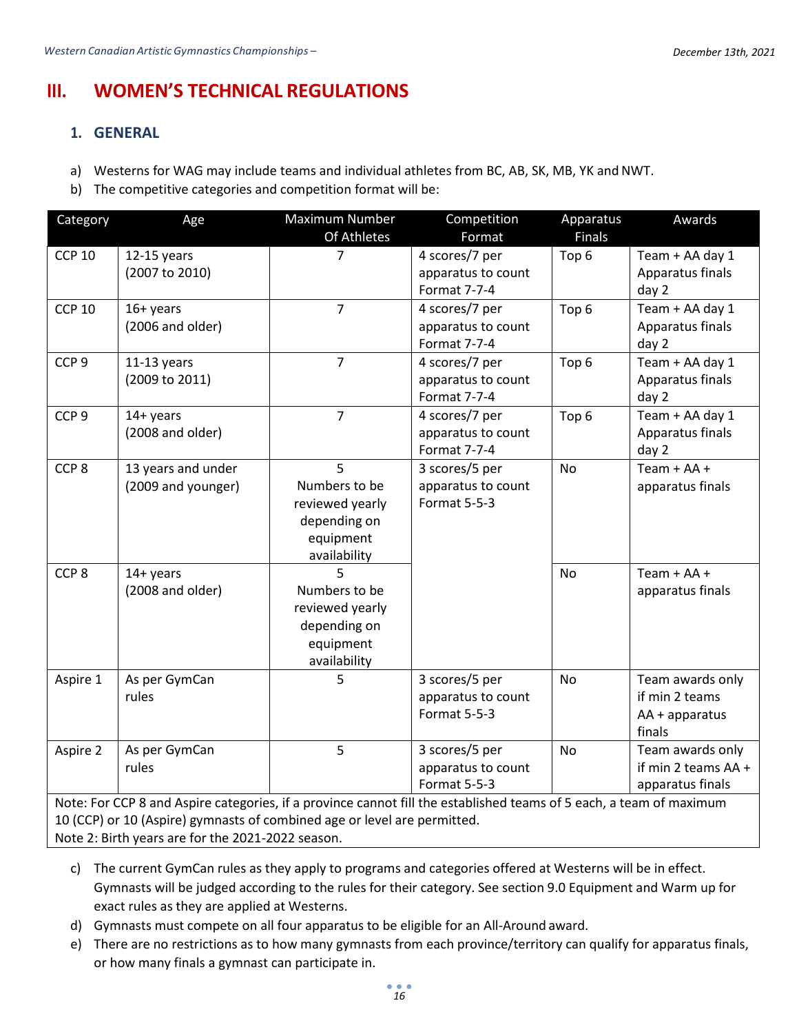# III. WOMEN'S TECHNICAL REGULATIONS

## 1. GENERAL

a) Westerns for WAG may include teams and individual athletes from BC, AB, SK, MB, YK and NWT.

b) The competitive categories and competition format will be:

| Category | Age | Maximum Number Of Athletes | Competition Format | Apparatus Finals | Awards |
|---|---|---|---|---|---|
| CCP 10 | 12-15 years (2007 to 2010) | 7 | 4 scores/7 per apparatus to count Format 7-7-4 | Top 6 | Team + AA day 1 Apparatus finals day 2 |
| CCP 10 | 16+ years (2006 and older) | 7 | 4 scores/7 per apparatus to count Format 7-7-4 | Top 6 | Team + AA day 1 Apparatus finals day 2 |
| CCP 9 | 11-13 years (2009 to 2011) | 7 | 4 scores/7 per apparatus to count Format 7-7-4 | Top 6 | Team + AA day 1 Apparatus finals day 2 |
| CCP 9 | 14+ years (2008 and older) | 7 | 4 scores/7 per apparatus to count Format 7-7-4 | Top 6 | Team + AA day 1 Apparatus finals day 2 |
| CCP 8 | 13 years and under (2009 and younger) | 5 Numbers to be reviewed yearly depending on equipment availability | 3 scores/5 per apparatus to count Format 5-5-3 | No | Team + AA + apparatus finals |
| CCP 8 | 14+ years (2008 and older) | 5 Numbers to be reviewed yearly depending on equipment availability | | No | Team + AA + apparatus finals |
| Aspire 1 | As per GymCan rules | 5 | 3 scores/5 per apparatus to count Format 5-5-3 | No | Team awards only if min 2 teams AA + apparatus finals |
| Aspire 2 | As per GymCan rules | 5 | 3 scores/5 per apparatus to count Format 5-5-3 | No | Team awards only if min 2 teams AA + apparatus finals |

Note: For CCP 8 and Aspire categories, if a province cannot fill the established teams of 5 each, a team of maximum 10 (CCP) or 10 (Aspire) gymnasts of combined age or level are permitted.
Note 2: Birth years are for the 2021-2022 season.

c) The current GymCan rules as they apply to programs and categories offered at Westerns will be in effect. Gymnasts will be judged according to the rules for their category. See section 9.0 Equipment and Warm up for exact rules as they are applied at Westerns.

d) Gymnasts must compete on all four apparatus to be eligible for an All-Around award.

e) There are no restrictions as to how many gymnasts from each province/territory can qualify for apparatus finals, or how many finals a gymnast can participate in.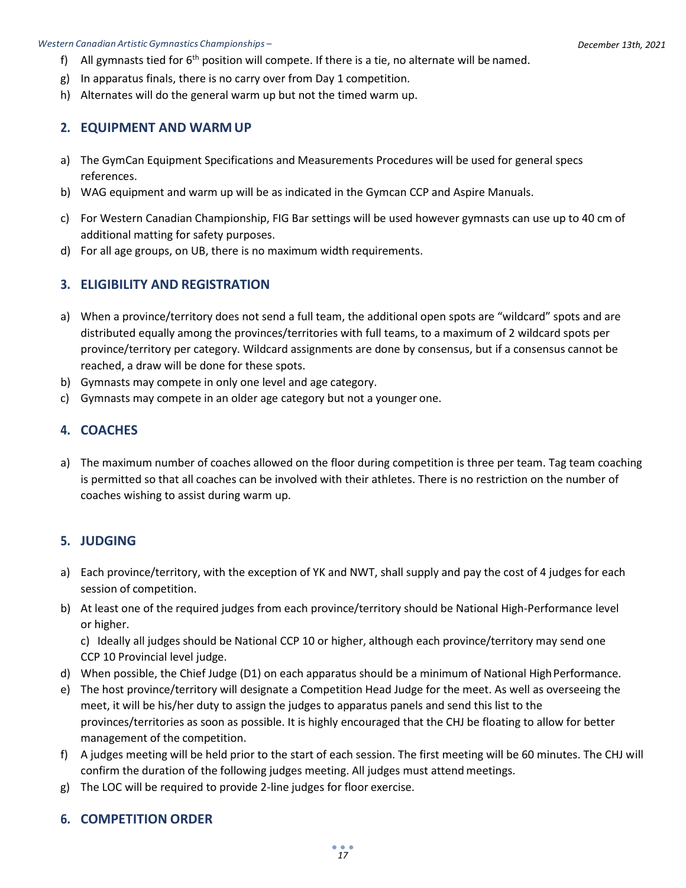f) All gymnasts tied for 6th position will compete. If there is a tie, no alternate will be named.
g) In apparatus finals, there is no carry over from Day 1 competition.
h) Alternates will do the general warm up but not the timed warm up.

## 2. EQUIPMENT AND WARM UP

a) The GymCan Equipment Specifications and Measurements Procedures will be used for general specs references.
b) WAG equipment and warm up will be as indicated in the Gymcan CCP and Aspire Manuals.
c) For Western Canadian Championship, FIG Bar settings will be used however gymnasts can use up to 40 cm of additional matting for safety purposes.
d) For all age groups, on UB, there is no maximum width requirements.

## 3. ELIGIBILITY AND REGISTRATION

a) When a province/territory does not send a full team, the additional open spots are "wildcard" spots and are distributed equally among the provinces/territories with full teams, to a maximum of 2 wildcard spots per province/territory per category. Wildcard assignments are done by consensus, but if a consensus cannot be reached, a draw will be done for these spots.
b) Gymnasts may compete in only one level and age category.
c) Gymnasts may compete in an older age category but not a younger one.

## 4. COACHES

a) The maximum number of coaches allowed on the floor during competition is three per team. Tag team coaching is permitted so that all coaches can be involved with their athletes. There is no restriction on the number of coaches wishing to assist during warm up.

## 5. JUDGING

a) Each province/territory, with the exception of YK and NWT, shall supply and pay the cost of 4 judges for each session of competition.
b) At least one of the required judges from each province/territory should be National High-Performance level or higher.
c) Ideally all judges should be National CCP 10 or higher, although each province/territory may send one CCP 10 Provincial level judge.
d) When possible, the Chief Judge (D1) on each apparatus should be a minimum of National High Performance.
e) The host province/territory will designate a Competition Head Judge for the meet. As well as overseeing the meet, it will be his/her duty to assign the judges to apparatus panels and send this list to the provinces/territories as soon as possible. It is highly encouraged that the CHJ be floating to allow for better management of the competition.
f) A judges meeting will be held prior to the start of each session. The first meeting will be 60 minutes. The CHJ will confirm the duration of the following judges meeting. All judges must attend meetings.
g) The LOC will be required to provide 2-line judges for floor exercise.

## 6. COMPETITION ORDER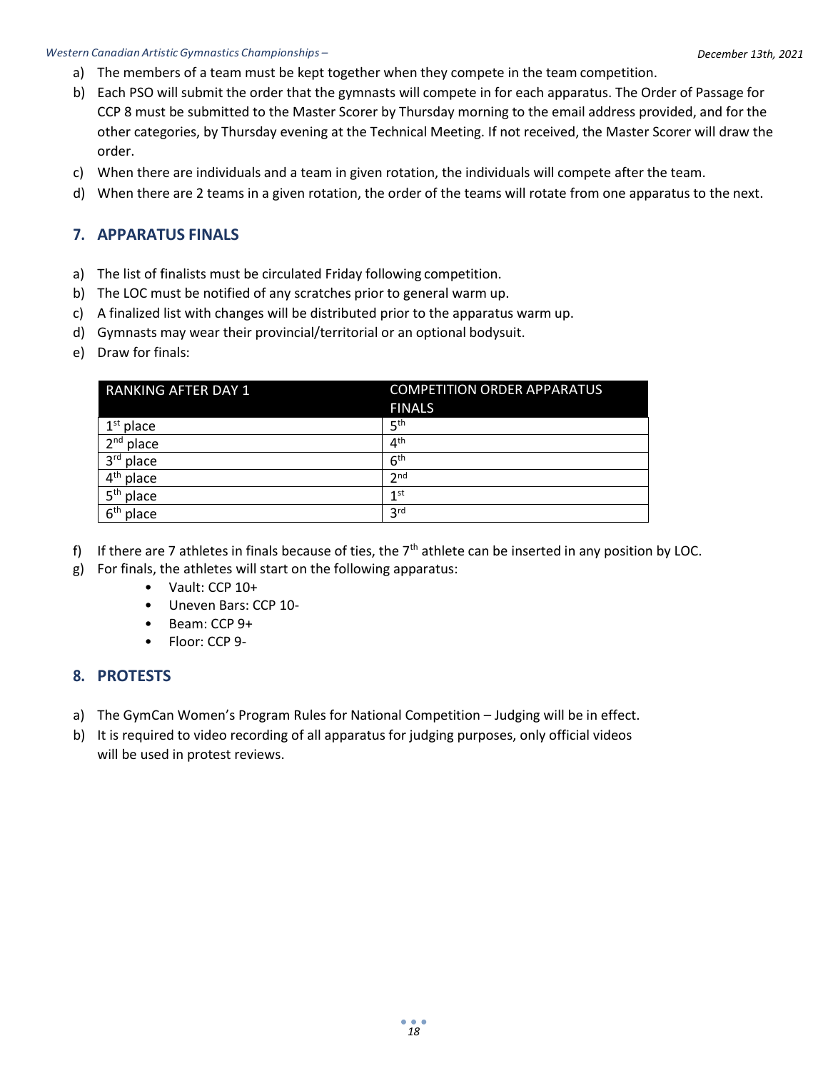a) The members of a team must be kept together when they compete in the team competition.
b) Each PSO will submit the order that the gymnasts will compete in for each apparatus. The Order of Passage for CCP 8 must be submitted to the Master Scorer by Thursday morning to the email address provided, and for the other categories, by Thursday evening at the Technical Meeting. If not received, the Master Scorer will draw the order.
c) When there are individuals and a team in given rotation, the individuals will compete after the team.
d) When there are 2 teams in a given rotation, the order of the teams will rotate from one apparatus to the next.

## 7. APPARATUS FINALS

a) The list of finalists must be circulated Friday following competition.
b) The LOC must be notified of any scratches prior to general warm up.
c) A finalized list with changes will be distributed prior to the apparatus warm up.
d) Gymnasts may wear their provincial/territorial or an optional bodysuit.
e) Draw for finals:

| RANKING AFTER DAY 1 | COMPETITION ORDER APPARATUS FINALS |
|---|---|
| 1st place | 5th |
| 2nd place | 4th |
| 3rd place | 6th |
| 4th place | 2nd |
| 5th place | 1st |
| 6th place | 3rd |

f) If there are 7 athletes in finals because of ties, the 7th athlete can be inserted in any position by LOC.
g) For finals, the athletes will start on the following apparatus:
   - Vault: CCP 10+
   - Uneven Bars: CCP 10-
   - Beam: CCP 9+
   - Floor: CCP 9-

## 8. PROTESTS

a) The GymCan Women's Program Rules for National Competition – Judging will be in effect.
b) It is required to video recording of all apparatus for judging purposes, only official videos will be used in protest reviews.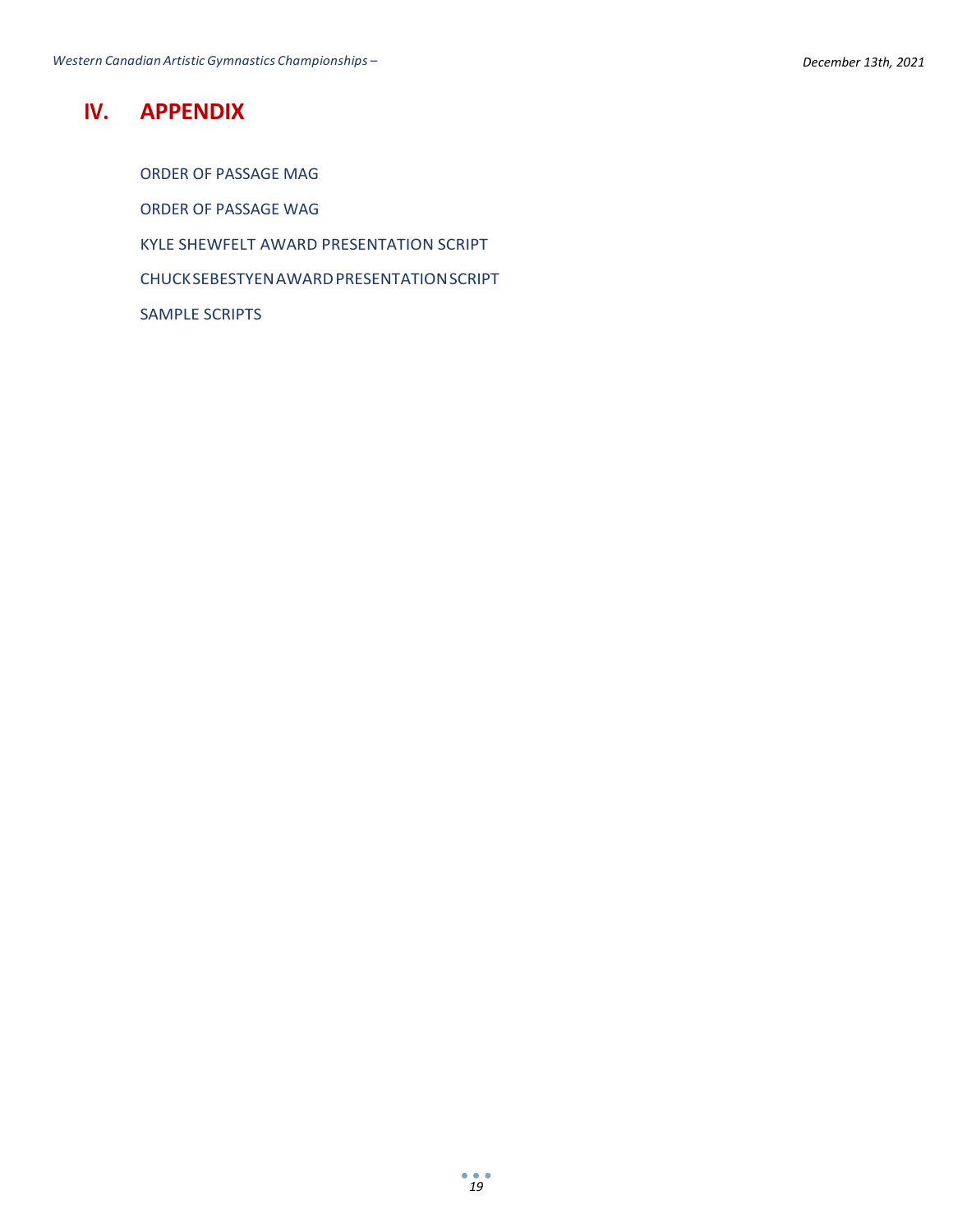# IV. APPENDIX

ORDER OF PASSAGE MAG

ORDER OF PASSAGE WAG

KYLE SHEWFELT AWARD PRESENTATION SCRIPT

CHUCK SEBESTYEN AWARD PRESENTATION SCRIPT

SAMPLE SCRIPTS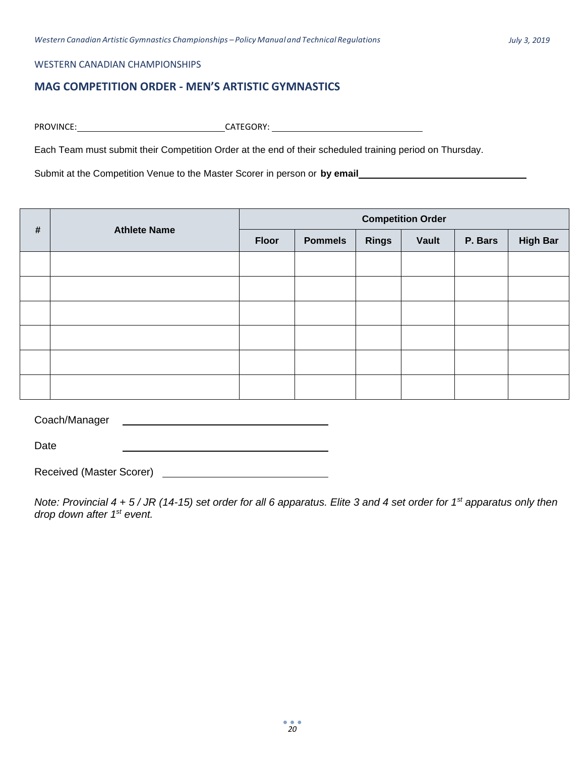WESTERN CANADIAN CHAMPIONSHIPS

## MAG COMPETITION ORDER - MEN'S ARTISTIC GYMNASTICS

PROVINCE: ______________________________ CATEGORY: ______________________________

Each Team must submit their Competition Order at the end of their scheduled training period on Thursday.

Submit at the Competition Venue to the Master Scorer in person or **by email** ______________________________

| # | Athlete Name | Competition Order | | | | | |
|---|---|---|---|---|---|---|---|
| | | Floor | Pommels | Rings | Vault | P. Bars | High Bar |
| | | | | | | | |
| | | | | | | | |
| | | | | | | | |
| | | | | | | | |
| | | | | | | | |
| | | | | | | | |

Coach/Manager ______________________________

Date ______________________________

Received (Master Scorer) ______________________________

*Note: Provincial 4 + 5 / JR (14-15) set order for all 6 apparatus. Elite 3 and 4 set order for 1st apparatus only then drop down after 1st event.*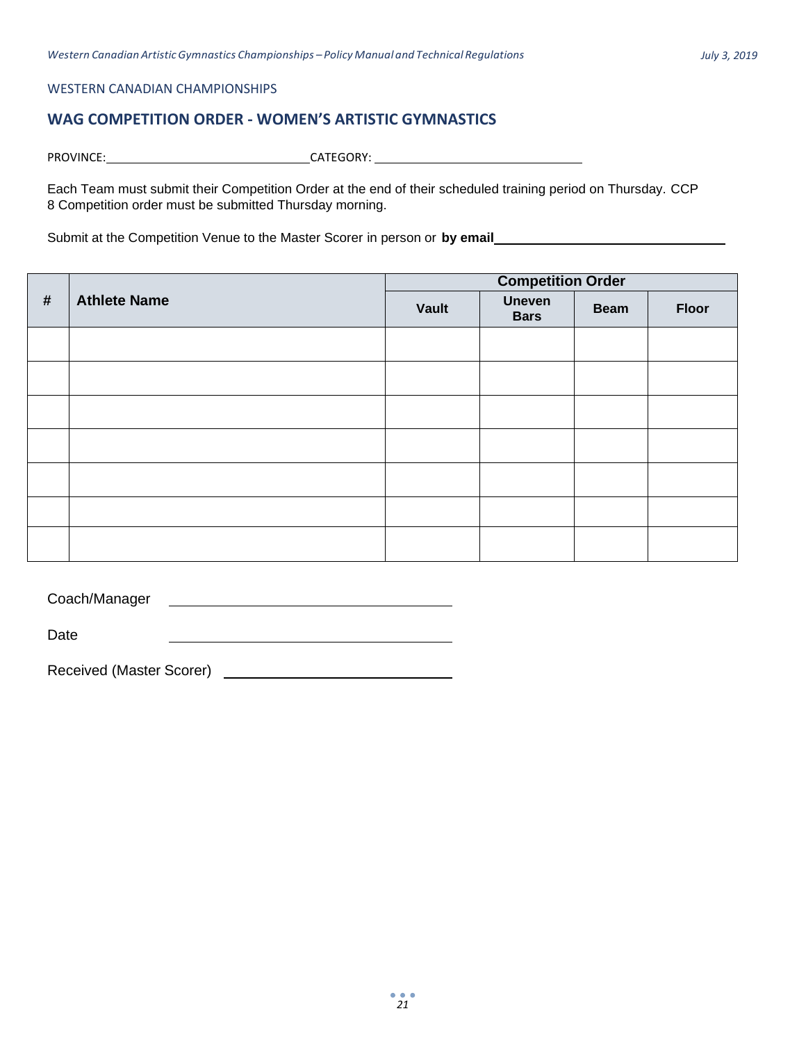WESTERN CANADIAN CHAMPIONSHIPS

## WAG COMPETITION ORDER - WOMEN'S ARTISTIC GYMNASTICS

PROVINCE:______________________________ CATEGORY: ______________________________

Each Team must submit their Competition Order at the end of their scheduled training period on Thursday. CCP 8 Competition order must be submitted Thursday morning.

Submit at the Competition Venue to the Master Scorer in person or **by email**______________________________

| # | Athlete Name | Competition Order | | | |
|---|---|---|---|---|---|
| | | Vault | Uneven Bars | Beam | Floor |
| | | | | | |
| | | | | | |
| | | | | | |
| | | | | | |
| | | | | | |
| | | | | | |
| | | | | | |

Coach/Manager ______________________________

Date ______________________________

Received (Master Scorer) ______________________________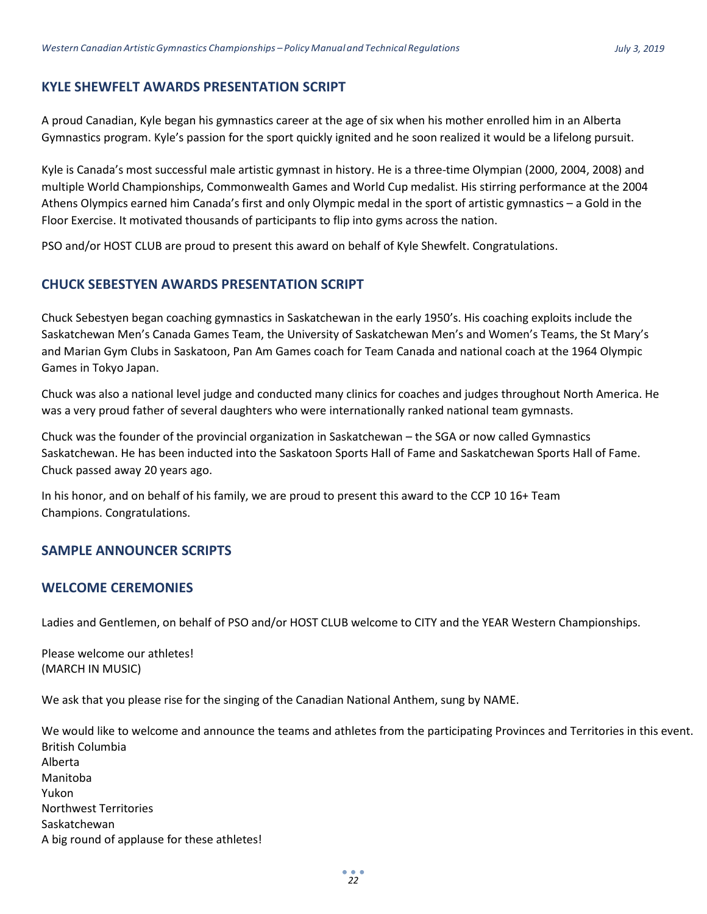## KYLE SHEWFELT AWARDS PRESENTATION SCRIPT

A proud Canadian, Kyle began his gymnastics career at the age of six when his mother enrolled him in an Alberta Gymnastics program. Kyle's passion for the sport quickly ignited and he soon realized it would be a lifelong pursuit.

Kyle is Canada's most successful male artistic gymnast in history. He is a three-time Olympian (2000, 2004, 2008) and multiple World Championships, Commonwealth Games and World Cup medalist. His stirring performance at the 2004 Athens Olympics earned him Canada's first and only Olympic medal in the sport of artistic gymnastics – a Gold in the Floor Exercise. It motivated thousands of participants to flip into gyms across the nation.

PSO and/or HOST CLUB are proud to present this award on behalf of Kyle Shewfelt. Congratulations.

## CHUCK SEBESTYEN AWARDS PRESENTATION SCRIPT

Chuck Sebestyen began coaching gymnastics in Saskatchewan in the early 1950's. His coaching exploits include the Saskatchewan Men's Canada Games Team, the University of Saskatchewan Men's and Women's Teams, the St Mary's and Marian Gym Clubs in Saskatoon, Pan Am Games coach for Team Canada and national coach at the 1964 Olympic Games in Tokyo Japan.

Chuck was also a national level judge and conducted many clinics for coaches and judges throughout North America. He was a very proud father of several daughters who were internationally ranked national team gymnasts.

Chuck was the founder of the provincial organization in Saskatchewan – the SGA or now called Gymnastics Saskatchewan. He has been inducted into the Saskatoon Sports Hall of Fame and Saskatchewan Sports Hall of Fame. Chuck passed away 20 years ago.

In his honor, and on behalf of his family, we are proud to present this award to the CCP 10 16+ Team Champions. Congratulations.

## SAMPLE ANNOUNCER SCRIPTS

## WELCOME CEREMONIES

Ladies and Gentlemen, on behalf of PSO and/or HOST CLUB welcome to CITY and the YEAR Western Championships.

Please welcome our athletes!
(MARCH IN MUSIC)

We ask that you please rise for the singing of the Canadian National Anthem, sung by NAME.

We would like to welcome and announce the teams and athletes from the participating Provinces and Territories in this event.
British Columbia
Alberta
Manitoba
Yukon
Northwest Territories
Saskatchewan
A big round of applause for these athletes!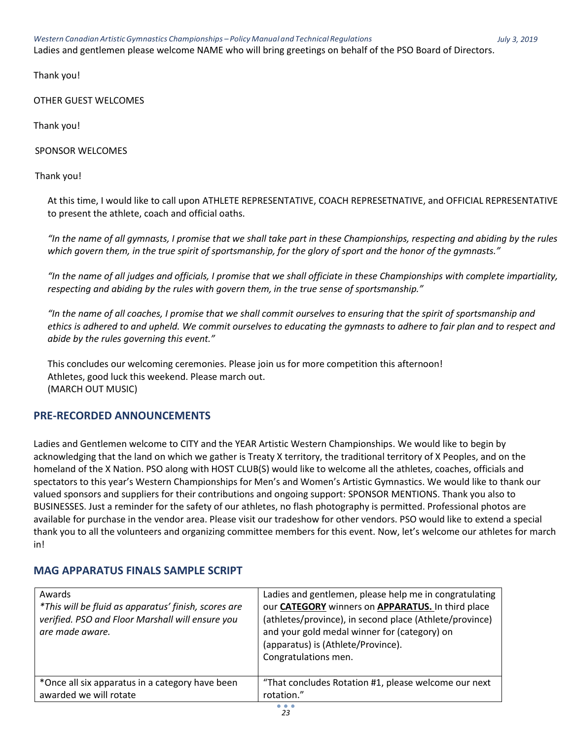Ladies and gentlemen please welcome NAME who will bring greetings on behalf of the PSO Board of Directors.

Thank you!

OTHER GUEST WELCOMES

Thank you!

SPONSOR WELCOMES

Thank you!

At this time, I would like to call upon ATHLETE REPRESENTATIVE, COACH REPRESETNATIVE, and OFFICIAL REPRESENTATIVE to present the athlete, coach and official oaths.

*"In the name of all gymnasts, I promise that we shall take part in these Championships, respecting and abiding by the rules which govern them, in the true spirit of sportsmanship, for the glory of sport and the honor of the gymnasts."*

*"In the name of all judges and officials, I promise that we shall officiate in these Championships with complete impartiality, respecting and abiding by the rules with govern them, in the true sense of sportsmanship."*

*"In the name of all coaches, I promise that we shall commit ourselves to ensuring that the spirit of sportsmanship and ethics is adhered to and upheld. We commit ourselves to educating the gymnasts to adhere to fair plan and to respect and abide by the rules governing this event."*

This concludes our welcoming ceremonies. Please join us for more competition this afternoon!
Athletes, good luck this weekend. Please march out.
(MARCH OUT MUSIC)

## PRE-RECORDED ANNOUNCEMENTS

Ladies and Gentlemen welcome to CITY and the YEAR Artistic Western Championships. We would like to begin by acknowledging that the land on which we gather is Treaty X territory, the traditional territory of X Peoples, and on the homeland of the X Nation. PSO along with HOST CLUB(S) would like to welcome all the athletes, coaches, officials and spectators to this year's Western Championships for Men's and Women's Artistic Gymnastics. We would like to thank our valued sponsors and suppliers for their contributions and ongoing support: SPONSOR MENTIONS. Thank you also to BUSINESSES. Just a reminder for the safety of our athletes, no flash photography is permitted. Professional photos are available for purchase in the vendor area. Please visit our tradeshow for other vendors. PSO would like to extend a special thank you to all the volunteers and organizing committee members for this event. Now, let's welcome our athletes for march in!

## MAG APPARATUS FINALS SAMPLE SCRIPT

| | |
|---|---|
| Awards<br>*\*This will be fluid as apparatus' finish, scores are verified. PSO and Floor Marshall will ensure you are made aware.* | Ladies and gentlemen, please help me in congratulating our **CATEGORY** winners on **APPARATUS.** In third place (athletes/province), in second place (Athlete/province) and your gold medal winner for (category) on (apparatus) is (Athlete/Province).<br>Congratulations men. |
| *Once all six apparatus in a category have been awarded we will rotate | "That concludes Rotation #1, please welcome our next rotation." |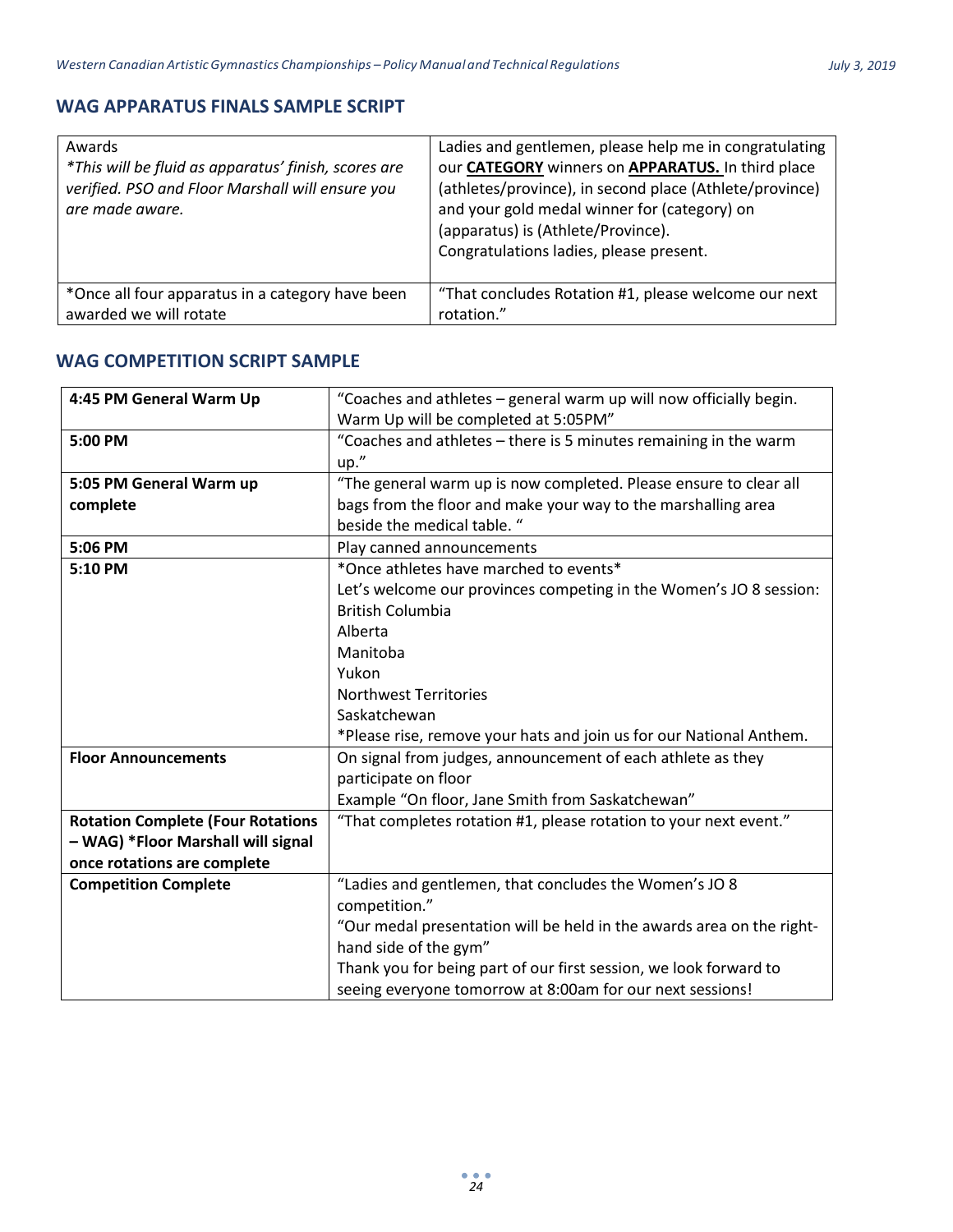## WAG APPARATUS FINALS SAMPLE SCRIPT

| | |
|---|---|
| Awards<br>*This will be fluid as apparatus' finish, scores are verified. PSO and Floor Marshall will ensure you are made aware.* | Ladies and gentlemen, please help me in congratulating our **CATEGORY** winners on **APPARATUS.** In third place (athletes/province), in second place (Athlete/province) and your gold medal winner for (category) on (apparatus) is (Athlete/Province).<br>Congratulations ladies, please present. |
| *Once all four apparatus in a category have been awarded we will rotate | "That concludes Rotation #1, please welcome our next rotation." |

## WAG COMPETITION SCRIPT SAMPLE

| | |
|---|---|
| **4:45 PM General Warm Up** | "Coaches and athletes – general warm up will now officially begin. Warm Up will be completed at 5:05PM" |
| **5:00 PM** | "Coaches and athletes – there is 5 minutes remaining in the warm up." |
| **5:05 PM General Warm up complete** | "The general warm up is now completed. Please ensure to clear all bags from the floor and make your way to the marshalling area beside the medical table. " |
| **5:06 PM** | Play canned announcements |
| **5:10 PM** | *Once athletes have marched to events*<br>Let's welcome our provinces competing in the Women's JO 8 session:<br>British Columbia<br>Alberta<br>Manitoba<br>Yukon<br>Northwest Territories<br>Saskatchewan<br>*Please rise, remove your hats and join us for our National Anthem. |
| **Floor Announcements** | On signal from judges, announcement of each athlete as they participate on floor<br>Example "On floor, Jane Smith from Saskatchewan" |
| **Rotation Complete (Four Rotations – WAG) *Floor Marshall will signal once rotations are complete** | "That completes rotation #1, please rotation to your next event." |
| **Competition Complete** | "Ladies and gentlemen, that concludes the Women's JO 8 competition."<br>"Our medal presentation will be held in the awards area on the right-hand side of the gym"<br>Thank you for being part of our first session, we look forward to seeing everyone tomorrow at 8:00am for our next sessions! |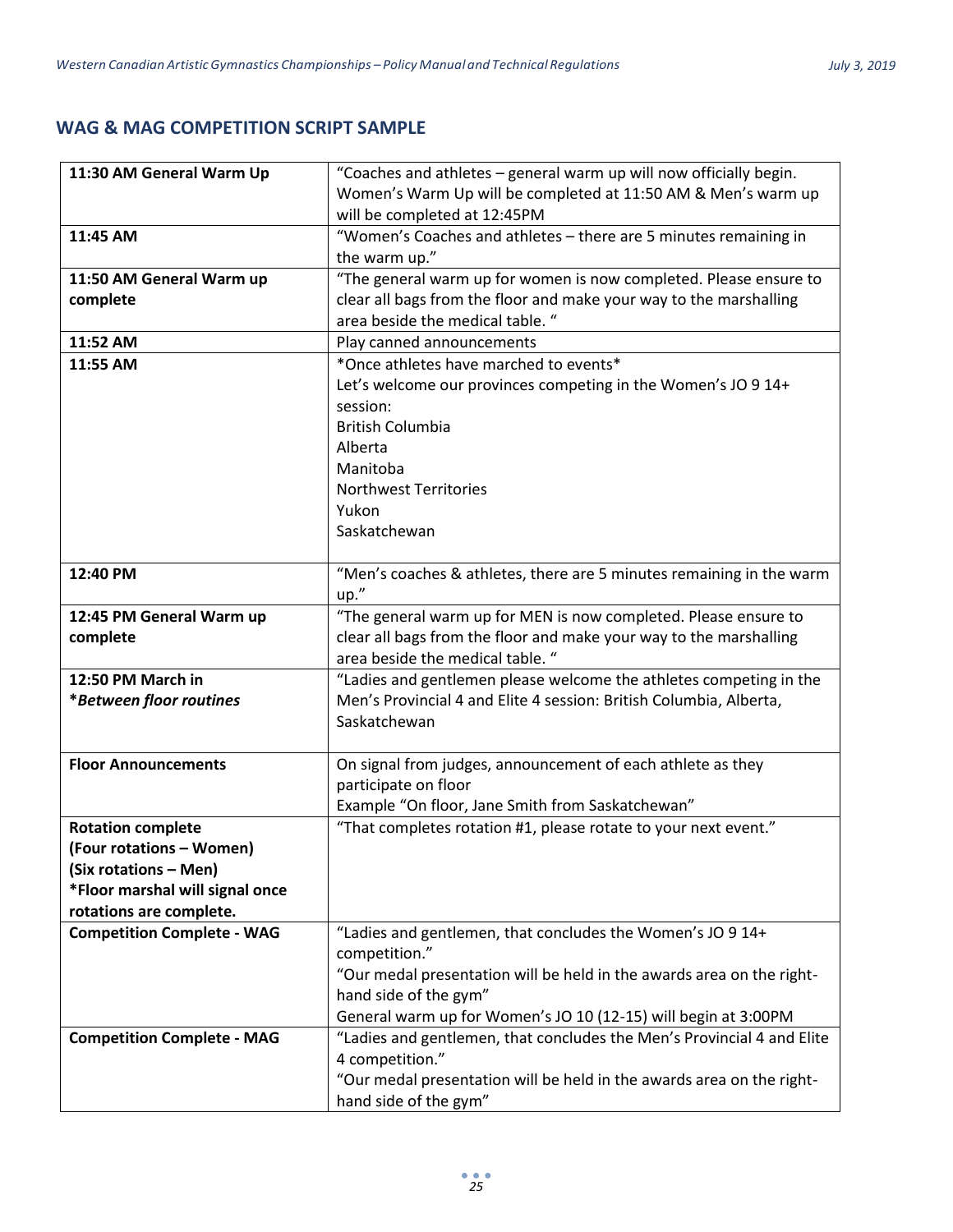## WAG & MAG COMPETITION SCRIPT SAMPLE

| | |
|---|---|
| **11:30 AM General Warm Up** | "Coaches and athletes – general warm up will now officially begin. Women's Warm Up will be completed at 11:50 AM & Men's warm up will be completed at 12:45PM |
| **11:45 AM** | "Women's Coaches and athletes – there are 5 minutes remaining in the warm up." |
| **11:50 AM General Warm up complete** | "The general warm up for women is now completed. Please ensure to clear all bags from the floor and make your way to the marshalling area beside the medical table. " |
| **11:52 AM** | Play canned announcements |
| **11:55 AM** | *Once athletes have marched to events*<br>Let's welcome our provinces competing in the Women's JO 9 14+ session:<br>British Columbia<br>Alberta<br>Manitoba<br>Northwest Territories<br>Yukon<br>Saskatchewan |
| **12:40 PM** | "Men's coaches & athletes, there are 5 minutes remaining in the warm up." |
| **12:45 PM General Warm up complete** | "The general warm up for MEN is now completed. Please ensure to clear all bags from the floor and make your way to the marshalling area beside the medical table. " |
| **12:50 PM March in**<br>***Between floor routines*** | "Ladies and gentlemen please welcome the athletes competing in the Men's Provincial 4 and Elite 4 session: British Columbia, Alberta, Saskatchewan |
| **Floor Announcements** | On signal from judges, announcement of each athlete as they participate on floor<br>Example "On floor, Jane Smith from Saskatchewan" |
| **Rotation complete**<br>**(Four rotations – Women)**<br>**(Six rotations – Men)**<br>**\*Floor marshal will signal once rotations are complete.** | "That completes rotation #1, please rotate to your next event." |
| **Competition Complete - WAG** | "Ladies and gentlemen, that concludes the Women's JO 9 14+ competition."<br>"Our medal presentation will be held in the awards area on the right-hand side of the gym"<br>General warm up for Women's JO 10 (12-15) will begin at 3:00PM |
| **Competition Complete - MAG** | "Ladies and gentlemen, that concludes the Men's Provincial 4 and Elite 4 competition."<br>"Our medal presentation will be held in the awards area on the right-hand side of the gym" |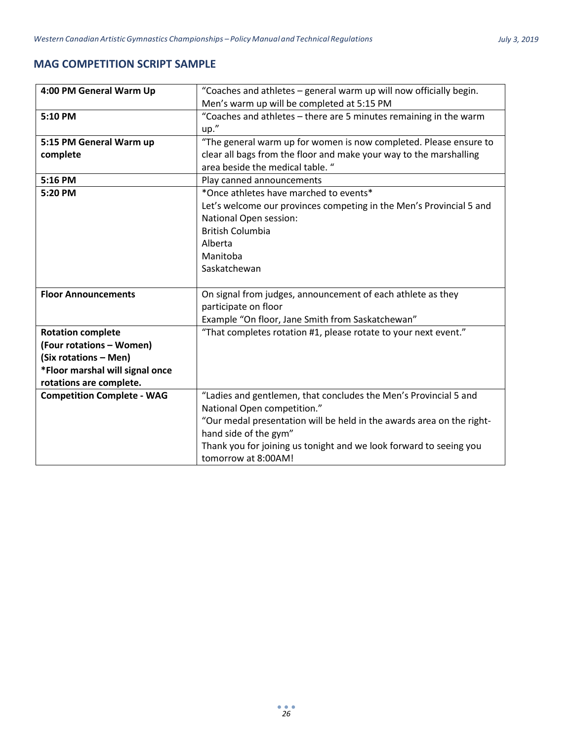## MAG COMPETITION SCRIPT SAMPLE

| | |
|---|---|
| **4:00 PM General Warm Up** | "Coaches and athletes – general warm up will now officially begin. Men's warm up will be completed at 5:15 PM |
| **5:10 PM** | "Coaches and athletes – there are 5 minutes remaining in the warm up." |
| **5:15 PM General Warm up complete** | "The general warm up for women is now completed. Please ensure to clear all bags from the floor and make your way to the marshalling area beside the medical table. " |
| **5:16 PM** | Play canned announcements |
| **5:20 PM** | *Once athletes have marched to events*<br>Let's welcome our provinces competing in the Men's Provincial 5 and National Open session:<br>British Columbia<br>Alberta<br>Manitoba<br>Saskatchewan |
| **Floor Announcements** | On signal from judges, announcement of each athlete as they participate on floor<br>Example "On floor, Jane Smith from Saskatchewan" |
| **Rotation complete**<br>**(Four rotations – Women)**<br>**(Six rotations – Men)**<br>***Floor marshal will signal once rotations are complete.** | "That completes rotation #1, please rotate to your next event." |
| **Competition Complete - WAG** | "Ladies and gentlemen, that concludes the Men's Provincial 5 and National Open competition."<br>"Our medal presentation will be held in the awards area on the right-hand side of the gym"<br>Thank you for joining us tonight and we look forward to seeing you tomorrow at 8:00AM! |